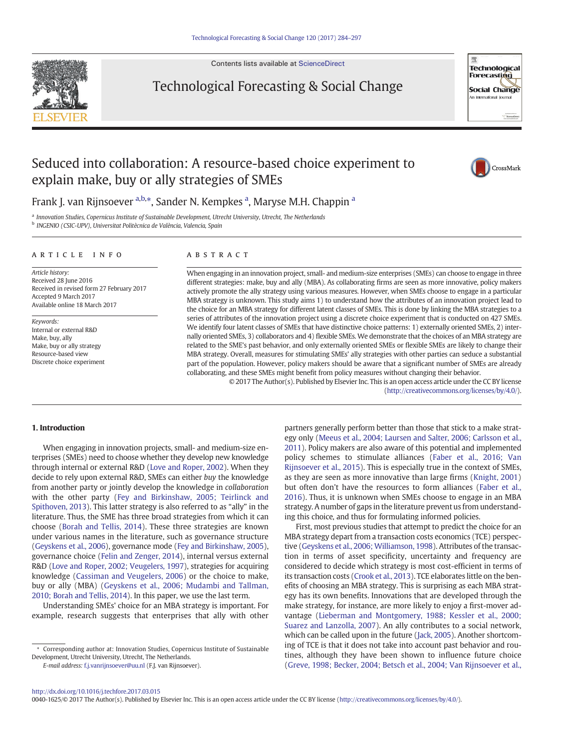# Seduced into collaboration: A resource-based choice experiment to explain make, buy or ally strategies of SMEs

Frank J. van Rijnsoever [a,b,*], Sander N. Kempkes [a], Maryse M.H. Chappin [a]

[a] Innovation Studies, Copernicus Institute of Sustainable Development, Utrecht University, Utrecht, The Netherlands

[b] INGENIO (CSIC-UPV), Universitat Politècnica de València, Valencia, Spain

## ARTICLE INFO

*Article history:*
Received 28 June 2016
Received in revised form 27 February 2017
Accepted 9 March 2017
Available online 18 March 2017

*Keywords:*
Internal or external R&D
Make, buy, ally
Make, buy or ally strategy
Resource-based view
Discrete choice experiment

## ABSTRACT

When engaging in an innovation project, small- and medium-size enterprises (SMEs) can choose to engage in three different strategies: make, buy and ally (MBA). As collaborating firms are seen as more innovative, policy makers actively promote the ally strategy using various measures. However, when SMEs choose to engage in a particular MBA strategy is unknown. This study aims 1) to understand how the attributes of an innovation project lead to the choice for an MBA strategy for different latent classes of SMEs. This is done by linking the MBA strategies to a series of attributes of the innovation project using a discrete choice experiment that is conducted on 427 SMEs. We identify four latent classes of SMEs that have distinctive choice patterns: 1) externally oriented SMEs, 2) internally oriented SMEs, 3) collaborators and 4) flexible SMEs. We demonstrate that the choices of an MBA strategy are related to the SME's past behavior, and only externally oriented SMEs or flexible SMEs are likely to change their MBA strategy. Overall, measures for stimulating SMEs' ally strategies with other parties can seduce a substantial part of the population. However, policy makers should be aware that a significant number of SMEs are already collaborating, and these SMEs might benefit from policy measures without changing their behavior.

© 2017 The Author(s). Published by Elsevier Inc. This is an open access article under the CC BY license (http://creativecommons.org/licenses/by/4.0/).

## 1. Introduction

When engaging in innovation projects, small- and medium-size enterprises (SMEs) need to choose whether they develop new knowledge through internal or external R&D (Love and Roper, 2002). When they decide to rely upon external R&D, SMEs can either *buy* the knowledge from another party or jointly develop the knowledge in *collaboration* with the other party (Fey and Birkinshaw, 2005; Teirlinck and Spithoven, 2013). This latter strategy is also referred to as "ally" in the literature. Thus, the SME has three broad strategies from which it can choose (Borah and Tellis, 2014). These three strategies are known under various names in the literature, such as governance structure (Geyskens et al., 2006), governance mode (Fey and Birkinshaw, 2005), governance choice (Felin and Zenger, 2014), internal versus external R&D (Love and Roper, 2002; Veugelers, 1997), strategies for acquiring knowledge (Cassiman and Veugelers, 2006) or the choice to make, buy or ally (MBA) (Geyskens et al., 2006; Mudambi and Tallman, 2010; Borah and Tellis, 2014). In this paper, we use the last term.

Understanding SMEs' choice for an MBA strategy is important. For example, research suggests that enterprises that ally with other partners generally perform better than those that stick to a make strategy only (Meeus et al., 2004; Laursen and Salter, 2006; Carlsson et al., 2011). Policy makers are also aware of this potential and implemented policy schemes to stimulate alliances (Faber et al., 2016; Van Rijnsoever et al., 2015). This is especially true in the context of SMEs, as they are seen as more innovative than large firms (Knight, 2001) but often don't have the resources to form alliances (Faber et al., 2016). Thus, it is unknown when SMEs choose to engage in an MBA strategy. A number of gaps in the literature prevent us from understanding this choice, and thus for formulating informed policies.

First, most previous studies that attempt to predict the choice for an MBA strategy depart from a transaction costs economics (TCE) perspective (Geyskens et al., 2006; Williamson, 1998). Attributes of the transaction in terms of asset specificity, uncertainty and frequency are considered to decide which strategy is most cost-efficient in terms of its transaction costs (Crook et al., 2013). TCE elaborates little on the benefits of choosing an MBA strategy. This is surprising as each MBA strategy has its own benefits. Innovations that are developed through the make strategy, for instance, are more likely to enjoy a first-mover advantage (Lieberman and Montgomery, 1988; Kessler et al., 2000; Suarez and Lanzolla, 2007). An ally contributes to a social network, which can be called upon in the future (Jack, 2005). Another shortcoming of TCE is that it does not take into account past behavior and routines, although they have been shown to influence future choice (Greve, 1998; Becker, 2004; Betsch et al., 2004; Van Rijnsoever et al.,

\* Corresponding author at: Innovation Studies, Copernicus Institute of Sustainable Development, Utrecht University, Utrecht, The Netherlands.

*E-mail address:* f.j.vanrijnsoever@uu.nl (F.J. van Rijnsoever).

http://dx.doi.org/10.1016/j.techfore.2017.03.015

0040-1625/© 2017 The Author(s). Published by Elsevier Inc. This is an open access article under the CC BY license (http://creativecommons.org/licenses/by/4.0/).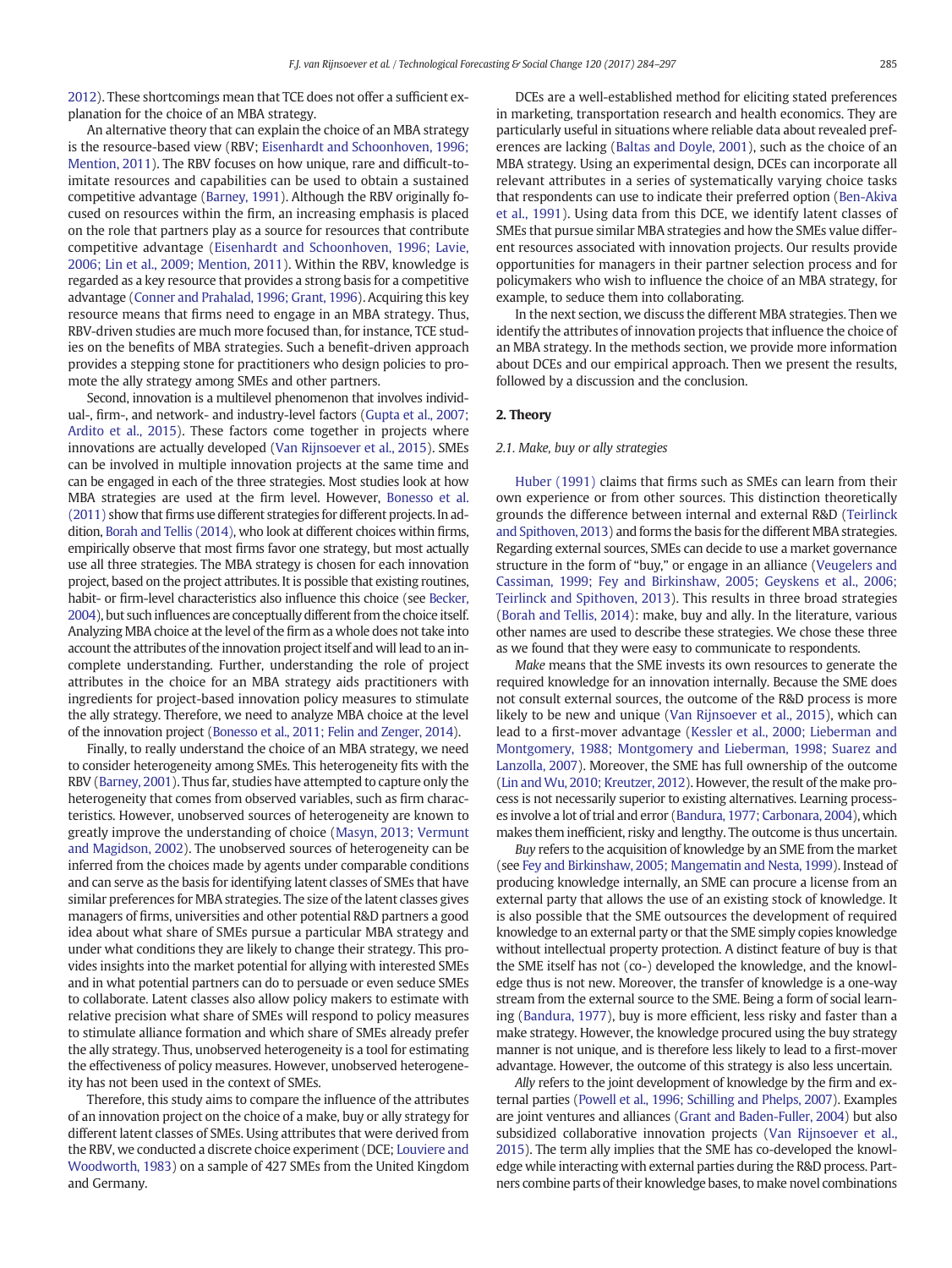2012). These shortcomings mean that TCE does not offer a sufficient explanation for the choice of an MBA strategy.

An alternative theory that can explain the choice of an MBA strategy is the resource-based view (RBV; Eisenhardt and Schoonhoven, 1996; Mention, 2011). The RBV focuses on how unique, rare and difficult-to-imitate resources and capabilities can be used to obtain a sustained competitive advantage (Barney, 1991). Although the RBV originally focused on resources within the firm, an increasing emphasis is placed on the role that partners play as a source for resources that contribute competitive advantage (Eisenhardt and Schoonhoven, 1996; Lavie, 2006; Lin et al., 2009; Mention, 2011). Within the RBV, knowledge is regarded as a key resource that provides a strong basis for a competitive advantage (Conner and Prahalad, 1996; Grant, 1996). Acquiring this key resource means that firms need to engage in an MBA strategy. Thus, RBV-driven studies are much more focused than, for instance, TCE studies on the benefits of MBA strategies. Such a benefit-driven approach provides a stepping stone for practitioners who design policies to promote the ally strategy among SMEs and other partners.

Second, innovation is a multilevel phenomenon that involves individual-, firm-, and network- and industry-level factors (Gupta et al., 2007; Ardito et al., 2015). These factors come together in projects where innovations are actually developed (Van Rijnsoever et al., 2015). SMEs can be involved in multiple innovation projects at the same time and can be engaged in each of the three strategies. Most studies look at how MBA strategies are used at the firm level. However, Bonesso et al. (2011) show that firms use different strategies for different projects. In addition, Borah and Tellis (2014), who look at different choices within firms, empirically observe that most firms favor one strategy, but most actually use all three strategies. The MBA strategy is chosen for each innovation project, based on the project attributes. It is possible that existing routines, habit- or firm-level characteristics also influence this choice (see Becker, 2004), but such influences are conceptually different from the choice itself. Analyzing MBA choice at the level of the firm as a whole does not take into account the attributes of the innovation project itself and will lead to an incomplete understanding. Further, understanding the role of project attributes in the choice for an MBA strategy aids practitioners with ingredients for project-based innovation policy measures to stimulate the ally strategy. Therefore, we need to analyze MBA choice at the level of the innovation project (Bonesso et al., 2011; Felin and Zenger, 2014).

Finally, to really understand the choice of an MBA strategy, we need to consider heterogeneity among SMEs. This heterogeneity fits with the RBV (Barney, 2001). Thus far, studies have attempted to capture only the heterogeneity that comes from observed variables, such as firm characteristics. However, unobserved sources of heterogeneity are known to greatly improve the understanding of choice (Masyn, 2013; Vermunt and Magidson, 2002). The unobserved sources of heterogeneity can be inferred from the choices made by agents under comparable conditions and can serve as the basis for identifying latent classes of SMEs that have similar preferences for MBA strategies. The size of the latent classes gives managers of firms, universities and other potential R&D partners a good idea about what share of SMEs pursue a particular MBA strategy and under what conditions they are likely to change their strategy. This provides insights into the market potential for allying with interested SMEs and in what potential partners can do to persuade or even seduce SMEs to collaborate. Latent classes also allow policy makers to estimate with relative precision what share of SMEs will respond to policy measures to stimulate alliance formation and which share of SMEs already prefer the ally strategy. Thus, unobserved heterogeneity is a tool for estimating the effectiveness of policy measures. However, unobserved heterogeneity has not been used in the context of SMEs.

Therefore, this study aims to compare the influence of the attributes of an innovation project on the choice of a make, buy or ally strategy for different latent classes of SMEs. Using attributes that were derived from the RBV, we conducted a discrete choice experiment (DCE; Louviere and Woodworth, 1983) on a sample of 427 SMEs from the United Kingdom and Germany.

DCEs are a well-established method for eliciting stated preferences in marketing, transportation research and health economics. They are particularly useful in situations where reliable data about revealed preferences are lacking (Baltas and Doyle, 2001), such as the choice of an MBA strategy. Using an experimental design, DCEs can incorporate all relevant attributes in a series of systematically varying choice tasks that respondents can use to indicate their preferred option (Ben-Akiva et al., 1991). Using data from this DCE, we identify latent classes of SMEs that pursue similar MBA strategies and how the SMEs value different resources associated with innovation projects. Our results provide opportunities for managers in their partner selection process and for policymakers who wish to influence the choice of an MBA strategy, for example, to seduce them into collaborating.

In the next section, we discuss the different MBA strategies. Then we identify the attributes of innovation projects that influence the choice of an MBA strategy. In the methods section, we provide more information about DCEs and our empirical approach. Then we present the results, followed by a discussion and the conclusion.

## 2. Theory

### 2.1. Make, buy or ally strategies

Huber (1991) claims that firms such as SMEs can learn from their own experience or from other sources. This distinction theoretically grounds the difference between internal and external R&D (Teirlinck and Spithoven, 2013) and forms the basis for the different MBA strategies. Regarding external sources, SMEs can decide to use a market governance structure in the form of "buy," or engage in an alliance (Veugelers and Cassiman, 1999; Fey and Birkinshaw, 2005; Geyskens et al., 2006; Teirlinck and Spithoven, 2013). This results in three broad strategies (Borah and Tellis, 2014): make, buy and ally. In the literature, various other names are used to describe these strategies. We chose these three as we found that they were easy to communicate to respondents.

*Make* means that the SME invests its own resources to generate the required knowledge for an innovation internally. Because the SME does not consult external sources, the outcome of the R&D process is more likely to be new and unique (Van Rijnsoever et al., 2015), which can lead to a first-mover advantage (Kessler et al., 2000; Lieberman and Montgomery, 1988; Montgomery and Lieberman, 1998; Suarez and Lanzolla, 2007). Moreover, the SME has full ownership of the outcome (Lin and Wu, 2010; Kreutzer, 2012). However, the result of the make process is not necessarily superior to existing alternatives. Learning processes involve a lot of trial and error (Bandura, 1977; Carbonara, 2004), which makes them inefficient, risky and lengthy. The outcome is thus uncertain.

*Buy* refers to the acquisition of knowledge by an SME from the market (see Fey and Birkinshaw, 2005; Mangematin and Nesta, 1999). Instead of producing knowledge internally, an SME can procure a license from an external party that allows the use of an existing stock of knowledge. It is also possible that the SME outsources the development of required knowledge to an external party or that the SME simply copies knowledge without intellectual property protection. A distinct feature of buy is that the SME itself has not (co-) developed the knowledge, and the knowledge thus is not new. Moreover, the transfer of knowledge is a one-way stream from the external source to the SME. Being a form of social learning (Bandura, 1977), buy is more efficient, less risky and faster than a make strategy. However, the knowledge procured using the buy strategy manner is not unique, and is therefore less likely to lead to a first-mover advantage. However, the outcome of this strategy is also less uncertain.

*Ally* refers to the joint development of knowledge by the firm and external parties (Powell et al., 1996; Schilling and Phelps, 2007). Examples are joint ventures and alliances (Grant and Baden-Fuller, 2004) but also subsidized collaborative innovation projects (Van Rijnsoever et al., 2015). The term ally implies that the SME has co-developed the knowledge while interacting with external parties during the R&D process. Partners combine parts of their knowledge bases, to make novel combinations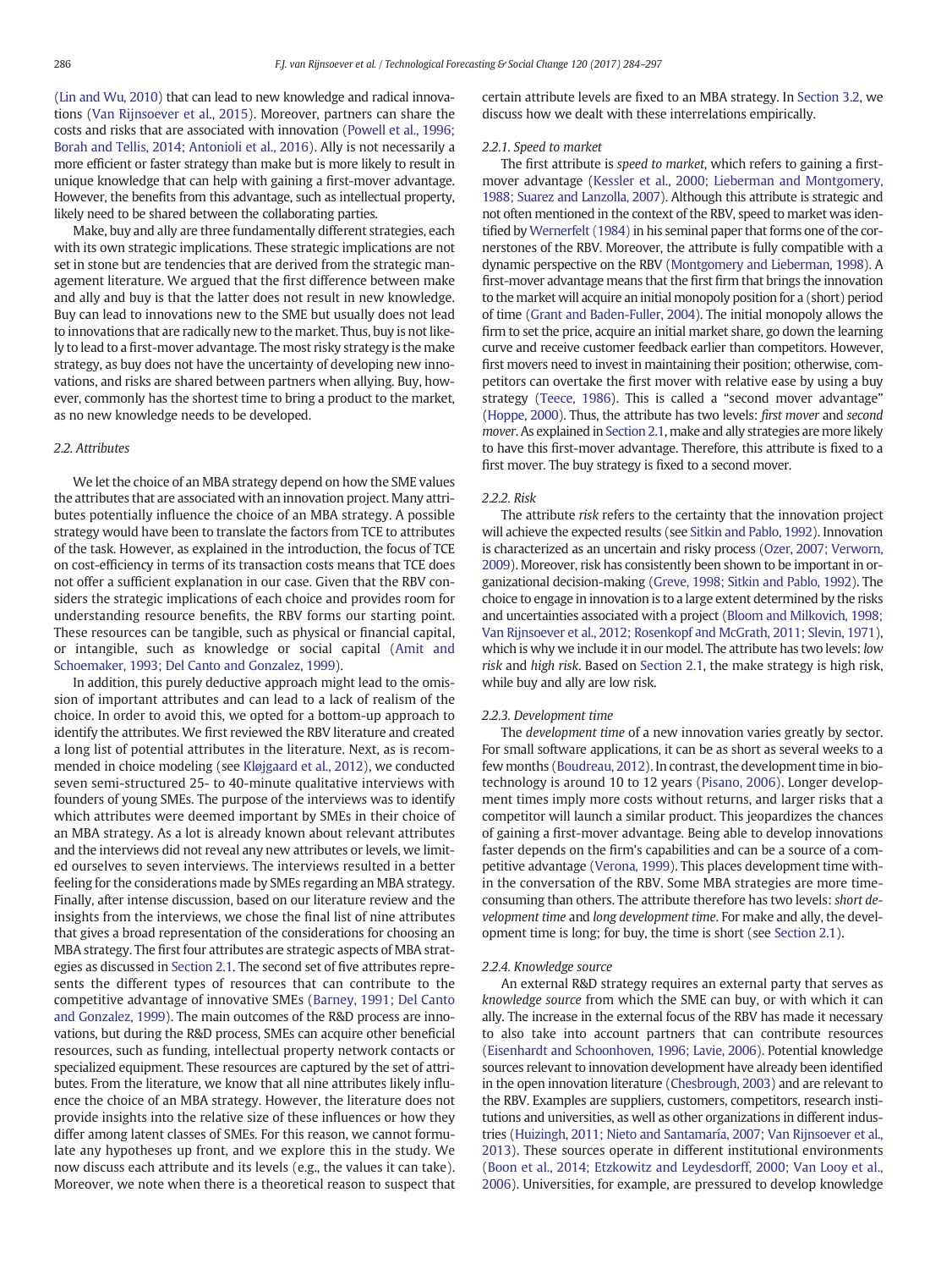(Lin and Wu, 2010) that can lead to new knowledge and radical innovations (Van Rijnsoever et al., 2015). Moreover, partners can share the costs and risks that are associated with innovation (Powell et al., 1996; Borah and Tellis, 2014; Antonioli et al., 2016). Ally is not necessarily a more efficient or faster strategy than make but is more likely to result in unique knowledge that can help with gaining a first-mover advantage. However, the benefits from this advantage, such as intellectual property, likely need to be shared between the collaborating parties.

Make, buy and ally are three fundamentally different strategies, each with its own strategic implications. These strategic implications are not set in stone but are tendencies that are derived from the strategic management literature. We argued that the first difference between make and ally and buy is that the latter does not result in new knowledge. Buy can lead to innovations new to the SME but usually does not lead to innovations that are radically new to the market. Thus, buy is not likely to lead to a first-mover advantage. The most risky strategy is the make strategy, as buy does not have the uncertainty of developing new innovations, and risks are shared between partners when allying. Buy, however, commonly has the shortest time to bring a product to the market, as no new knowledge needs to be developed.

### 2.2. Attributes

We let the choice of an MBA strategy depend on how the SME values the attributes that are associated with an innovation project. Many attributes potentially influence the choice of an MBA strategy. A possible strategy would have been to translate the factors from TCE to attributes of the task. However, as explained in the introduction, the focus of TCE on cost-efficiency in terms of its transaction costs means that TCE does not offer a sufficient explanation in our case. Given that the RBV considers the strategic implications of each choice and provides room for understanding resource benefits, the RBV forms our starting point. These resources can be tangible, such as physical or financial capital, or intangible, such as knowledge or social capital (Amit and Schoemaker, 1993; Del Canto and Gonzalez, 1999).

In addition, this purely deductive approach might lead to the omission of important attributes and can lead to a lack of realism of the choice. In order to avoid this, we opted for a bottom-up approach to identify the attributes. We first reviewed the RBV literature and created a long list of potential attributes in the literature. Next, as is recommended in choice modeling (see Kløjgaard et al., 2012), we conducted seven semi-structured 25- to 40-minute qualitative interviews with founders of young SMEs. The purpose of the interviews was to identify which attributes were deemed important by SMEs in their choice of an MBA strategy. As a lot is already known about relevant attributes and the interviews did not reveal any new attributes or levels, we limited ourselves to seven interviews. The interviews resulted in a better feeling for the considerations made by SMEs regarding an MBA strategy. Finally, after intense discussion, based on our literature review and the insights from the interviews, we chose the final list of nine attributes that gives a broad representation of the considerations for choosing an MBA strategy. The first four attributes are strategic aspects of MBA strategies as discussed in Section 2.1. The second set of five attributes represents the different types of resources that can contribute to the competitive advantage of innovative SMEs (Barney, 1991; Del Canto and Gonzalez, 1999). The main outcomes of the R&D process are innovations, but during the R&D process, SMEs can acquire other beneficial resources, such as funding, intellectual property network contacts or specialized equipment. These resources are captured by the set of attributes. From the literature, we know that all nine attributes likely influence the choice of an MBA strategy. However, the literature does not provide insights into the relative size of these influences or how they differ among latent classes of SMEs. For this reason, we cannot formulate any hypotheses up front, and we explore this in the study. We now discuss each attribute and its levels (e.g., the values it can take). Moreover, we note when there is a theoretical reason to suspect that certain attribute levels are fixed to an MBA strategy. In Section 3.2, we discuss how we dealt with these interrelations empirically.

#### 2.2.1. Speed to market

The first attribute is *speed to market*, which refers to gaining a first-mover advantage (Kessler et al., 2000; Lieberman and Montgomery, 1988; Suarez and Lanzolla, 2007). Although this attribute is strategic and not often mentioned in the context of the RBV, speed to market was identified by Wernerfelt (1984) in his seminal paper that forms one of the cornerstones of the RBV. Moreover, the attribute is fully compatible with a dynamic perspective on the RBV (Montgomery and Lieberman, 1998). A first-mover advantage means that the first firm that brings the innovation to the market will acquire an initial monopoly position for a (short) period of time (Grant and Baden-Fuller, 2004). The initial monopoly allows the firm to set the price, acquire an initial market share, go down the learning curve and receive customer feedback earlier than competitors. However, first movers need to invest in maintaining their position; otherwise, competitors can overtake the first mover with relative ease by using a buy strategy (Teece, 1986). This is called a “second mover advantage” (Hoppe, 2000). Thus, the attribute has two levels: *first mover* and *second mover*. As explained in Section 2.1, make and ally strategies are more likely to have this first-mover advantage. Therefore, this attribute is fixed to a first mover. The buy strategy is fixed to a second mover.

#### 2.2.2. Risk

The attribute *risk* refers to the certainty that the innovation project will achieve the expected results (see Sitkin and Pablo, 1992). Innovation is characterized as an uncertain and risky process (Ozer, 2007; Verworn, 2009). Moreover, risk has consistently been shown to be important in organizational decision-making (Greve, 1998; Sitkin and Pablo, 1992). The choice to engage in innovation is to a large extent determined by the risks and uncertainties associated with a project (Bloom and Milkovich, 1998; Van Rijnsoever et al., 2012; Rosenkopf and McGrath, 2011; Slevin, 1971), which is why we include it in our model. The attribute has two levels: *low risk* and *high risk*. Based on Section 2.1, the make strategy is high risk, while buy and ally are low risk.

#### 2.2.3. Development time

The *development time* of a new innovation varies greatly by sector. For small software applications, it can be as short as several weeks to a few months (Boudreau, 2012). In contrast, the development time in biotechnology is around 10 to 12 years (Pisano, 2006). Longer development times imply more costs without returns, and larger risks that a competitor will launch a similar product. This jeopardizes the chances of gaining a first-mover advantage. Being able to develop innovations faster depends on the firm's capabilities and can be a source of a competitive advantage (Verona, 1999). This places development time within the conversation of the RBV. Some MBA strategies are more time-consuming than others. The attribute therefore has two levels: *short development time* and *long development time*. For make and ally, the development time is long; for buy, the time is short (see Section 2.1).

#### 2.2.4. Knowledge source

An external R&D strategy requires an external party that serves as *knowledge source* from which the SME can buy, or with which it can ally. The increase in the external focus of the RBV has made it necessary to also take into account partners that can contribute resources (Eisenhardt and Schoonhoven, 1996; Lavie, 2006). Potential knowledge sources relevant to innovation development have already been identified in the open innovation literature (Chesbrough, 2003) and are relevant to the RBV. Examples are suppliers, customers, competitors, research institutions and universities, as well as other organizations in different industries (Huizingh, 2011; Nieto and Santamaría, 2007; Van Rijnsoever et al., 2013). These sources operate in different institutional environments (Boon et al., 2014; Etzkowitz and Leydesdorff, 2000; Van Looy et al., 2006). Universities, for example, are pressured to develop knowledge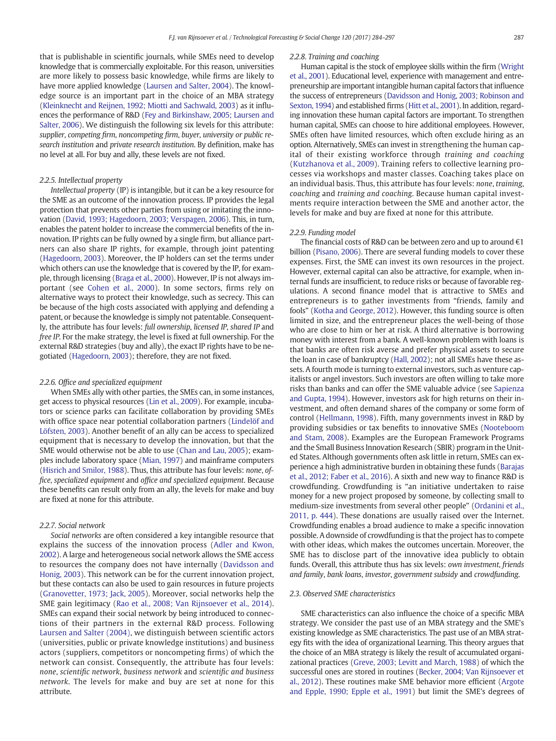that is publishable in scientific journals, while SMEs need to develop knowledge that is commercially exploitable. For this reason, universities are more likely to possess basic knowledge, while firms are likely to have more applied knowledge (Laursen and Salter, 2004). The knowledge source is an important part in the choice of an MBA strategy (Kleinknecht and Reijnen, 1992; Miotti and Sachwald, 2003) as it influences the performance of R&D (Fey and Birkinshaw, 2005; Laursen and Salter, 2006). We distinguish the following six levels for this attribute: *supplier*, *competing firm*, *noncompeting firm*, *buyer*, *university or public research institution* and *private research institution*. By definition, make has no level at all. For buy and ally, these levels are not fixed.

### 2.2.5. Intellectual property

*Intellectual property* (IP) is intangible, but it can be a key resource for the SME as an outcome of the innovation process. IP provides the legal protection that prevents other parties from using or imitating the innovation (David, 1993; Hagedoorn, 2003; Verspagen, 2006). This, in turn, enables the patent holder to increase the commercial benefits of the innovation. IP rights can be fully owned by a single firm, but alliance partners can also share IP rights, for example, through joint patenting (Hagedoorn, 2003). Moreover, the IP holders can set the terms under which others can use the knowledge that is covered by the IP, for example, through licensing (Braga et al., 2000). However, IP is not always important (see Cohen et al., 2000). In some sectors, firms rely on alternative ways to protect their knowledge, such as secrecy. This can be because of the high costs associated with applying and defending a patent, or because the knowledge is simply not patentable. Consequently, the attribute has four levels: *full ownership*, *licensed IP*, *shared IP* and *free IP*. For the make strategy, the level is fixed at full ownership. For the external R&D strategies (buy and ally), the exact IP rights have to be negotiated (Hagedoorn, 2003); therefore, they are not fixed.

### 2.2.6. Office and specialized equipment

When SMEs ally with other parties, the SMEs can, in some instances, get access to physical resources (Lin et al., 2009). For example, incubators or science parks can facilitate collaboration by providing SMEs with office space near potential collaboration partners (Lindelöf and Löfsten, 2003). Another benefit of an ally can be access to specialized equipment that is necessary to develop the innovation, but that the SME would otherwise not be able to use (Chan and Lau, 2005); examples include laboratory space (Mian, 1997) and mainframe computers (Hisrich and Smilor, 1988). Thus, this attribute has four levels: *none*, *office*, *specialized equipment* and *office and specialized equipment*. Because these benefits can result only from an ally, the levels for make and buy are fixed at none for this attribute.

### 2.2.7. Social network

*Social networks* are often considered a key intangible resource that explains the success of the innovation process (Adler and Kwon, 2002). A large and heterogeneous social network allows the SME access to resources the company does not have internally (Davidsson and Honig, 2003). This network can be for the current innovation project, but these contacts can also be used to gain resources in future projects (Granovetter, 1973; Jack, 2005). Moreover, social networks help the SME gain legitimacy (Rao et al., 2008; Van Rijnsoever et al., 2014). SMEs can expand their social network by being introduced to connections of their partners in the external R&D process. Following Laursen and Salter (2004), we distinguish between scientific actors (universities, public or private knowledge institutions) and business actors (suppliers, competitors or noncompeting firms) of which the network can consist. Consequently, the attribute has four levels: *none*, *scientific network*, *business network* and *scientific and business network*. The levels for make and buy are set at none for this attribute.

### 2.2.8. Training and coaching

Human capital is the stock of employee skills within the firm (Wright et al., 2001). Educational level, experience with management and entrepreneurship are important intangible human capital factors that influence the success of entrepreneurs (Davidsson and Honig, 2003; Robinson and Sexton, 1994) and established firms (Hitt et al., 2001). In addition, regarding innovation these human capital factors are important. To strengthen human capital, SMEs can choose to hire additional employees. However, SMEs often have limited resources, which often exclude hiring as an option. Alternatively, SMEs can invest in strengthening the human capital of their existing workforce through *training and coaching* (Kutzhanova et al., 2009). Training refers to collective learning processes via workshops and master classes. Coaching takes place on an individual basis. Thus, this attribute has four levels: *none*, *training*, *coaching* and *training and coaching*. Because human capital investments require interaction between the SME and another actor, the levels for make and buy are fixed at none for this attribute.

### 2.2.9. Funding model

The financial costs of R&D can be between zero and up to around €1 billion (Pisano, 2006). There are several funding models to cover these expenses. First, the SME can invest its own resources in the project. However, external capital can also be attractive, for example, when internal funds are insufficient, to reduce risks or because of favorable regulations. A second finance model that is attractive to SMEs and entrepreneurs is to gather investments from "friends, family and fools" (Kotha and George, 2012). However, this funding source is often limited in size, and the entrepreneur places the well-being of those who are close to him or her at risk. A third alternative is borrowing money with interest from a bank. A well-known problem with loans is that banks are often risk averse and prefer physical assets to secure the loan in case of bankruptcy (Hall, 2002); not all SMEs have these assets. A fourth mode is turning to external investors, such as venture capitalists or angel investors. Such investors are often willing to take more risks than banks and can offer the SME valuable advice (see Sapienza and Gupta, 1994). However, investors ask for high returns on their investment, and often demand shares of the company or some form of control (Hellmann, 1998). Fifth, many governments invest in R&D by providing subsidies or tax benefits to innovative SMEs (Nooteboom and Stam, 2008). Examples are the European Framework Programs and the Small Business Innovation Research (SBIR) program in the United States. Although governments often ask little in return, SMEs can experience a high administrative burden in obtaining these funds (Barajas et al., 2012; Faber et al., 2016). A sixth and new way to finance R&D is crowdfunding. Crowdfunding is "an initiative undertaken to raise money for a new project proposed by someone, by collecting small to medium-size investments from several other people" (Ordanini et al., 2011, p. 444). These donations are usually raised over the Internet. Crowdfunding enables a broad audience to make a specific innovation possible. A downside of crowdfunding is that the project has to compete with other ideas, which makes the outcomes uncertain. Moreover, the SME has to disclose part of the innovative idea publicly to obtain funds. Overall, this attribute thus has six levels: *own investment*, *friends and family*, *bank loans*, *investor*, *government subsidy* and *crowdfunding*.

## 2.3. Observed SME characteristics

SME characteristics can also influence the choice of a specific MBA strategy. We consider the past use of an MBA strategy and the SME's existing knowledge as SME characteristics. The past use of an MBA strategy fits with the idea of organizational Learning. This theory argues that the choice of an MBA strategy is likely the result of accumulated organizational practices (Greve, 2003; Levitt and March, 1988) of which the successful ones are stored in routines (Becker, 2004; Van Rijnsoever et al., 2012). These routines make SME behavior more efficient (Argote and Epple, 1990; Epple et al., 1991) but limit the SME's degrees of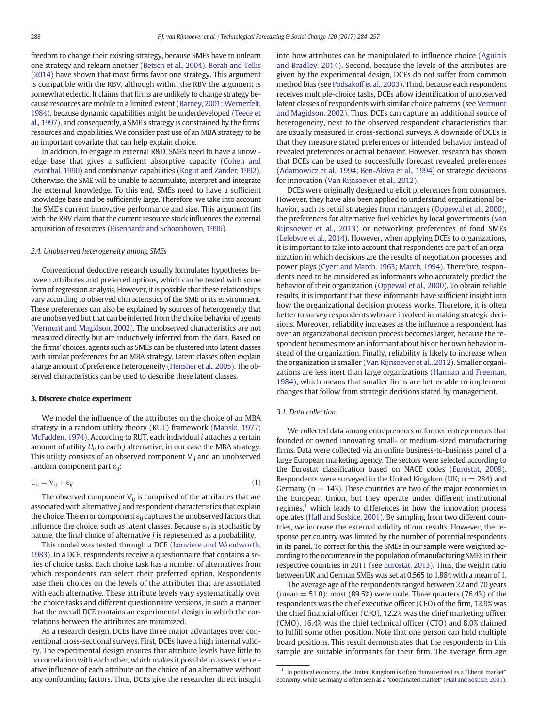freedom to change their existing strategy, because SMEs have to unlearn one strategy and relearn another (Betsch et al., 2004). Borah and Tellis (2014) have shown that most firms favor one strategy. This argument is compatible with the RBV, although within the RBV the argument is somewhat eclectic. It claims that firms are unlikely to change strategy because resources are mobile to a limited extent (Barney, 2001; Wernerfelt, 1984), because dynamic capabilities might be underdeveloped (Teece et al., 1997), and consequently, a SME's strategy is constrained by the firms' resources and capabilities. We consider past use of an MBA strategy to be an important covariate that can help explain choice.

In addition, to engage in external R&D, SMEs need to have a knowledge base that gives a sufficient absorptive capacity (Cohen and Levinthal, 1990) and combinative capabilities (Kogut and Zander, 1992). Otherwise, the SME will be unable to accumulate, interpret and integrate the external knowledge. To this end, SMEs need to have a sufficient knowledge base and be sufficiently large. Therefore, we take into account the SME's current innovative performance and size. This argument fits with the RBV claim that the current resource stock influences the external acquisition of resources (Eisenhardt and Schoonhoven, 1996).

### 2.4. Unobserved heterogeneity among SMEs

Conventional deductive research usually formulates hypotheses between attributes and preferred options, which can be tested with some form of regression analysis. However, it is possible that these relationships vary according to observed characteristics of the SME or its environment. These preferences can also be explained by sources of heterogeneity that are unobserved but that can be inferred from the choice behavior of agents (Vermunt and Magidson, 2002). The unobserved characteristics are not measured directly but are inductively inferred from the data. Based on the firms' choices, agents such as SMEs can be clustered into latent classes with similar preferences for an MBA strategy. Latent classes often explain a large amount of preference heterogeneity (Hensher et al., 2005). The observed characteristics can be used to describe these latent classes.

## 3. Discrete choice experiment

We model the influence of the attributes on the choice of an MBA strategy in a random utility theory (RUT) framework (Manski, 1977; McFadden, 1974). According to RUT, each individual $i$ attaches a certain amount of utility $U_{ij}$ to each $j$ alternative, in our case the MBA strategy. This utility consists of an observed component $V_{ij}$ and an unobserved random component part $\varepsilon_{ij}$:

$$U_{ij} = V_{ij} + \varepsilon_{ij} \tag{1}$$

The observed component $V_{ij}$ is comprised of the attributes that are associated with alternative $j$ and respondent characteristics that explain the choice. The error component $\varepsilon_{ij}$ captures the unobserved factors that influence the choice, such as latent classes. Because $\varepsilon_{ij}$ is stochastic by nature, the final choice of alternative $j$ is represented as a probability.

This model was tested through a DCE (Louviere and Woodworth, 1983). In a DCE, respondents receive a questionnaire that contains a series of choice tasks. Each choice task has a number of alternatives from which respondents can select their preferred option. Respondents base their choices on the levels of the attributes that are associated with each alternative. These attribute levels vary systematically over the choice tasks and different questionnaire versions, in such a manner that the overall DCE contains an experimental design in which the correlations between the attributes are minimized.

As a research design, DCEs have three major advantages over conventional cross-sectional surveys. First, DCEs have a high internal validity. The experimental design ensures that attribute levels have little to no correlation with each other, which makes it possible to assess the relative influence of each attribute on the choice of an alternative without any confounding factors. Thus, DCEs give the researcher direct insight into how attributes can be manipulated to influence choice (Aguinis and Bradley, 2014). Second, because the levels of the attributes are given by the experimental design, DCEs do not suffer from common method bias (see Podsakoff et al., 2003). Third, because each respondent receives multiple-choice tasks, DCEs allow identification of unobserved latent classes of respondents with similar choice patterns (see Vermunt and Magidson, 2002). Thus, DCEs can capture an additional source of heterogeneity, next to the observed respondent characteristics that are usually measured in cross-sectional surveys. A downside of DCEs is that they measure stated preferences or intended behavior instead of revealed preferences or actual behavior. However, research has shown that DCEs can be used to successfully forecast revealed preferences (Adamowicz et al., 1994; Ben-Akiva et al., 1994) or strategic decisions for innovation (Van Rijnsoever et al., 2012).

DCEs were originally designed to elicit preferences from consumers. However, they have also been applied to understand organizational behavior, such as retail strategies from managers (Oppewal et al., 2000), the preferences for alternative fuel vehicles by local governments (van Rijnsoever et al., 2013) or networking preferences of food SMEs (Lefebvre et al., 2014). However, when applying DCEs to organizations, it is important to take into account that respondents are part of an organization in which decisions are the results of negotiation processes and power plays (Cyert and March, 1963; March, 1994). Therefore, respondents need to be considered as informants who accurately predict the behavior of their organization (Oppewal et al., 2000). To obtain reliable results, it is important that these informants have sufficient insight into how the organizational decision process works. Therefore, it is often better to survey respondents who are involved in making strategic decisions. Moreover, reliability increases as the influence a respondent has over an organizational decision process becomes larger, because the respondent becomes more an informant about his or her own behavior instead of the organization. Finally, reliability is likely to increase when the organization is smaller (Van Rijnsoever et al., 2012). Smaller organizations are less inert than large organizations (Hannan and Freeman, 1984), which means that smaller firms are better able to implement changes that follow from strategic decisions stated by management.

### 3.1. Data collection

We collected data among entrepreneurs or former entrepreneurs that founded or owned innovating small- or medium-sized manufacturing firms. Data were collected via an online business-to-business panel of a large European marketing agency. The sectors were selected according to the Eurostat classification based on NACE codes (Eurostat, 2009). Respondents were surveyed in the United Kingdom (UK; n = 284) and Germany (n = 143). These countries are two of the major economies in the European Union, but they operate under different institutional regimes,[1] which leads to differences in how the innovation process operates (Hall and Soskice, 2001). By sampling from two different countries, we increase the external validity of our results. However, the response per country was limited by the number of potential respondents in its panel. To correct for this, the SMEs in our sample were weighted according to the occurrence in the population of manufacturing SMEs in their respective countries in 2011 (see Eurostat, 2013). Thus, the weight ratio between UK and German SMEs was set at 0.565 to 1.864 with a mean of 1.

The average age of the respondents ranged between 22 and 70 years (mean = 51.0); most (89.5%) were male. Three quarters (76.4%) of the respondents was the chief executive officer (CEO) of the firm, 12.9% was the chief financial officer (CFO), 12.2% was the chief marketing officer (CMO), 16.4% was the chief technical officer (CTO) and 8.0% claimed to fulfill some other position. Note that one person can hold multiple board positions. This result demonstrates that the respondents in this sample are suitable informants for their firm. The average firm age

[1] In political economy, the United Kingdom is often characterized as a "liberal market" economy, while Germany is often seen as a "coordinated market" (Hall and Soskice, 2001).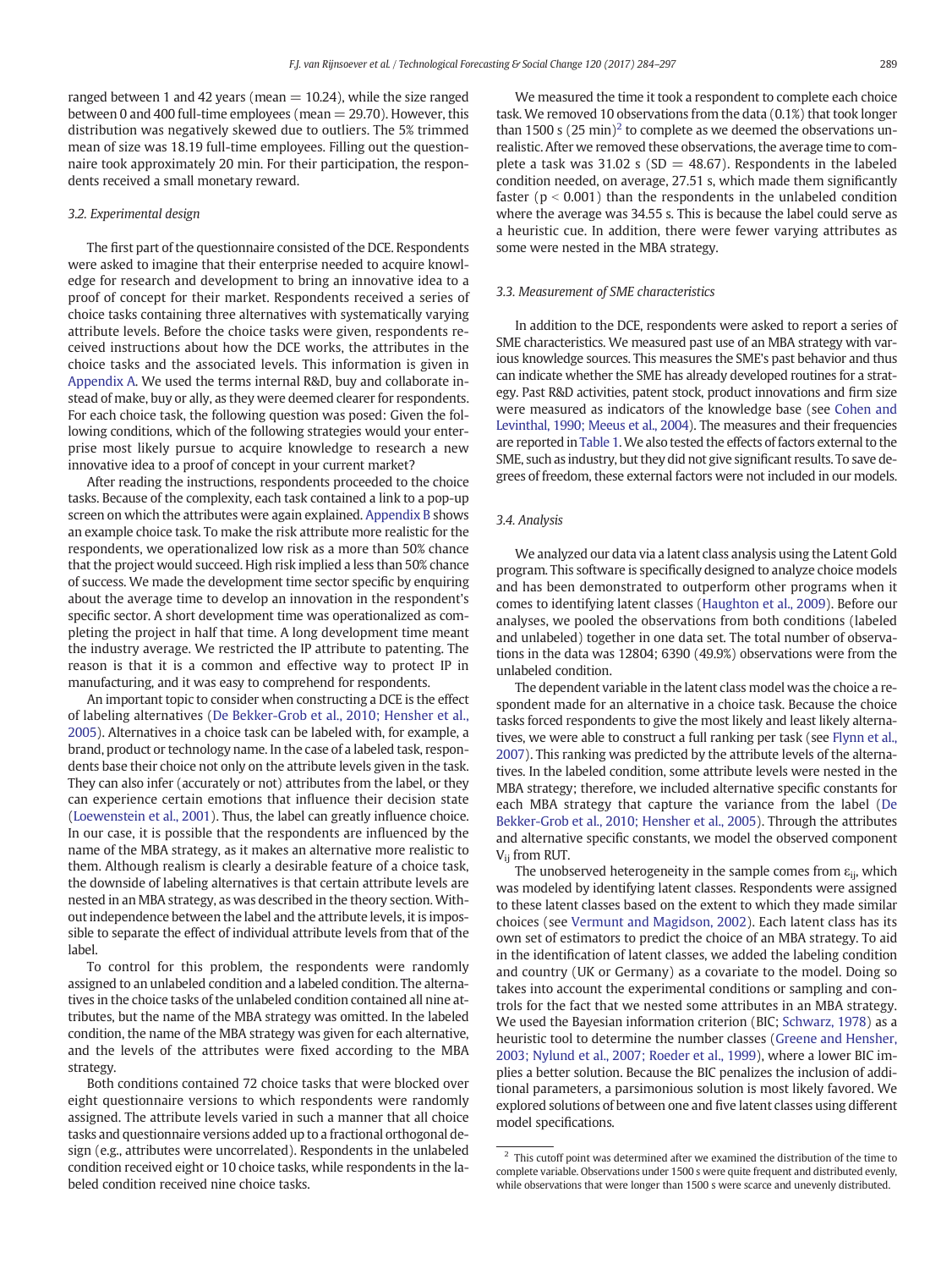ranged between 1 and 42 years (mean = 10.24), while the size ranged between 0 and 400 full-time employees (mean = 29.70). However, this distribution was negatively skewed due to outliers. The 5% trimmed mean of size was 18.19 full-time employees. Filling out the questionnaire took approximately 20 min. For their participation, the respondents received a small monetary reward.

### 3.2. Experimental design

The first part of the questionnaire consisted of the DCE. Respondents were asked to imagine that their enterprise needed to acquire knowledge for research and development to bring an innovative idea to a proof of concept for their market. Respondents received a series of choice tasks containing three alternatives with systematically varying attribute levels. Before the choice tasks were given, respondents received instructions about how the DCE works, the attributes in the choice tasks and the associated levels. This information is given in Appendix A. We used the terms internal R&D, buy and collaborate instead of make, buy or ally, as they were deemed clearer for respondents. For each choice task, the following question was posed: Given the following conditions, which of the following strategies would your enterprise most likely pursue to acquire knowledge to research a new innovative idea to a proof of concept in your current market?

After reading the instructions, respondents proceeded to the choice tasks. Because of the complexity, each task contained a link to a pop-up screen on which the attributes were again explained. Appendix B shows an example choice task. To make the risk attribute more realistic for the respondents, we operationalized low risk as a more than 50% chance that the project would succeed. High risk implied a less than 50% chance of success. We made the development time sector specific by enquiring about the average time to develop an innovation in the respondent's specific sector. A short development time was operationalized as completing the project in half that time. A long development time meant the industry average. We restricted the IP attribute to patenting. The reason is that it is a common and effective way to protect IP in manufacturing, and it was easy to comprehend for respondents.

An important topic to consider when constructing a DCE is the effect of labeling alternatives (De Bekker-Grob et al., 2010; Hensher et al., 2005). Alternatives in a choice task can be labeled with, for example, a brand, product or technology name. In the case of a labeled task, respondents base their choice not only on the attribute levels given in the task. They can also infer (accurately or not) attributes from the label, or they can experience certain emotions that influence their decision state (Loewenstein et al., 2001). Thus, the label can greatly influence choice. In our case, it is possible that the respondents are influenced by the name of the MBA strategy, as it makes an alternative more realistic to them. Although realism is clearly a desirable feature of a choice task, the downside of labeling alternatives is that certain attribute levels are nested in an MBA strategy, as was described in the theory section. Without independence between the label and the attribute levels, it is impossible to separate the effect of individual attribute levels from that of the label.

To control for this problem, the respondents were randomly assigned to an unlabeled condition and a labeled condition. The alternatives in the choice tasks of the unlabeled condition contained all nine attributes, but the name of the MBA strategy was omitted. In the labeled condition, the name of the MBA strategy was given for each alternative, and the levels of the attributes were fixed according to the MBA strategy.

Both conditions contained 72 choice tasks that were blocked over eight questionnaire versions to which respondents were randomly assigned. The attribute levels varied in such a manner that all choice tasks and questionnaire versions added up to a fractional orthogonal design (e.g., attributes were uncorrelated). Respondents in the unlabeled condition received eight or 10 choice tasks, while respondents in the labeled condition received nine choice tasks.

We measured the time it took a respondent to complete each choice task. We removed 10 observations from the data (0.1%) that took longer than 1500 s (25 min)[2] to complete as we deemed the observations unrealistic. After we removed these observations, the average time to complete a task was 31.02 s (SD = 48.67). Respondents in the labeled condition needed, on average, 27.51 s, which made them significantly faster ($p < 0.001$) than the respondents in the unlabeled condition where the average was 34.55 s. This is because the label could serve as a heuristic cue. In addition, there were fewer varying attributes as some were nested in the MBA strategy.

### 3.3. Measurement of SME characteristics

In addition to the DCE, respondents were asked to report a series of SME characteristics. We measured past use of an MBA strategy with various knowledge sources. This measures the SME's past behavior and thus can indicate whether the SME has already developed routines for a strategy. Past R&D activities, patent stock, product innovations and firm size were measured as indicators of the knowledge base (see Cohen and Levinthal, 1990; Meeus et al., 2004). The measures and their frequencies are reported in Table 1. We also tested the effects of factors external to the SME, such as industry, but they did not give significant results. To save degrees of freedom, these external factors were not included in our models.

### 3.4. Analysis

We analyzed our data via a latent class analysis using the Latent Gold program. This software is specifically designed to analyze choice models and has been demonstrated to outperform other programs when it comes to identifying latent classes (Haughton et al., 2009). Before our analyses, we pooled the observations from both conditions (labeled and unlabeled) together in one data set. The total number of observations in the data was 12804; 6390 (49.9%) observations were from the unlabeled condition.

The dependent variable in the latent class model was the choice a respondent made for an alternative in a choice task. Because the choice tasks forced respondents to give the most likely and least likely alternatives, we were able to construct a full ranking per task (see Flynn et al., 2007). This ranking was predicted by the attribute levels of the alternatives. In the labeled condition, some attribute levels were nested in the MBA strategy; therefore, we included alternative specific constants for each MBA strategy that capture the variance from the label (De Bekker-Grob et al., 2010; Hensher et al., 2005). Through the attributes and alternative specific constants, we model the observed component $V_{ij}$ from RUT.

The unobserved heterogeneity in the sample comes from $\varepsilon_{ij}$, which was modeled by identifying latent classes. Respondents were assigned to these latent classes based on the extent to which they made similar choices (see Vermunt and Magidson, 2002). Each latent class has its own set of estimators to predict the choice of an MBA strategy. To aid in the identification of latent classes, we added the labeling condition and country (UK or Germany) as a covariate to the model. Doing so takes into account the experimental conditions or sampling and controls for the fact that we nested some attributes in an MBA strategy. We used the Bayesian information criterion (BIC; Schwarz, 1978) as a heuristic tool to determine the number classes (Greene and Hensher, 2003; Nylund et al., 2007; Roeder et al., 1999), where a lower BIC implies a better solution. Because the BIC penalizes the inclusion of additional parameters, a parsimonious solution is most likely favored. We explored solutions of between one and five latent classes using different model specifications.

[2] This cutoff point was determined after we examined the distribution of the time to complete variable. Observations under 1500 s were quite frequent and distributed evenly, while observations that were longer than 1500 s were scarce and unevenly distributed.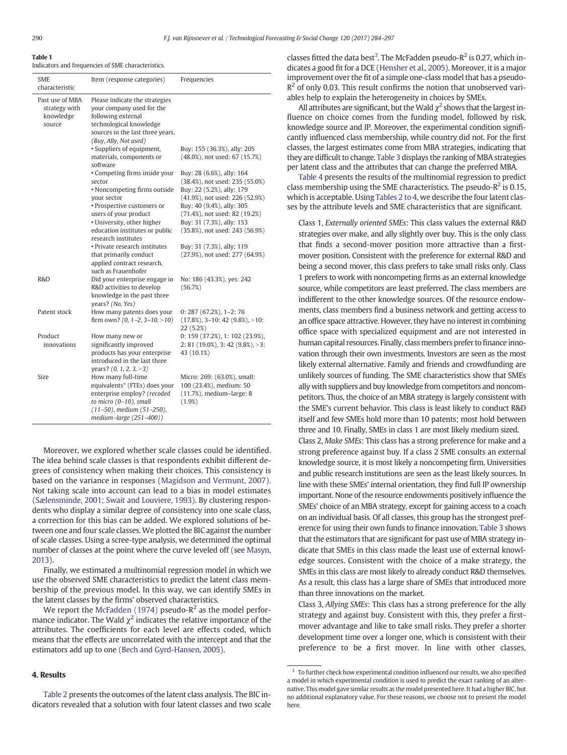**Table 1**
Indicators and frequencies of SME characteristics.

| SME characteristic | Item (response categories) | Frequencies |
|---|---|---|
| Past use of MBA strategy with knowledge source | Please indicate the strategies your company used for the following external technological knowledge sources in the last three years. *(Buy, Ally, Not used)* | |
| | • Suppliers of equipment, materials, components or software | Buy: 155 (36.3%), ally: 205 (48.0%), not used: 67 (15.7%) |
| | • Competing firms inside your sector | Buy: 28 (6.6%), ally: 164 (38.4%), not used: 235 (55.0%) |
| | • Noncompeting firms outside your sector | Buy: 22 (5.2%), ally: 179 (41.9%), not used: 226 (52.9%) |
| | • Prospective customers or users of your product | Buy: 40 (9.4%), ally: 305 (71.4%), not used: 82 (19.2%) |
| | • University, other higher education institutes or public research institutes | Buy: 31 (7.3%), ally: 153 (35.8%), not used: 243 (56.9%) |
| | • Private research institutes that primarily conduct applied contract research, such as Frauenhofer | Buy: 31 (7.3%), ally: 119 (27.9%), not used: 277 (64.9%) |
| R&D | Did your enterprise engage in R&D activities to develop knowledge in the past three years? *(No, Yes)* | No: 186 (43.3%), yes: 242 (56.7%) |
| Patent stock | How many patents does your firm own? *(0, 1–2, 3–10, >10)* | 0: 287 (67.2%), 1–2: 76 (17.8%), 3–10: 42 (9.8%), >10: 22 (5.2%) |
| Product innovations | How many new or significantly improved products has your enterprise introduced in the last three years? *(0, 1, 2, 3, >3)* | 0: 159 (37.2%), 1: 102 (23.9%), 2: 81 (19.0%), 3: 42 (9.8%), >3: 43 (10.1%) |
| Size | How many full-time equivalents* (FTEs) does your enterprise employ? *(recoded to micro (0–10), small (11–50), medium (51–250), medium–large (251–400))* | Micro: 269: (63.0%), small: 100 (23.4%), medium: 50 (11.7%), medium–large: 8 (1.9%) |

Moreover, we explored whether scale classes could be identified. The idea behind scale classes is that respondents exhibit different degrees of consistency when making their choices. This consistency is based on the variance in responses (Magidson and Vermunt, 2007). Not taking scale into account can lead to a bias in model estimates (Sælensminde, 2001; Swait and Louviere, 1993). By clustering respondents who display a similar degree of consistency into one scale class, a correction for this bias can be added. We explored solutions of between one and four scale classes. We plotted the BIC against the number of scale classes. Using a scree-type analysis, we determined the optimal number of classes at the point where the curve leveled off (see Masyn, 2013).

Finally, we estimated a multinomial regression model in which we use the observed SME characteristics to predict the latent class membership of the previous model. In this way, we can identify SMEs in the latent classes by the firms' observed characteristics.

We report the McFadden (1974) pseudo-$R^2$ as the model performance indicator. The Wald $\chi^2$ indicates the relative importance of the attributes. The coefficients for each level are effects coded, which means that the effects are uncorrelated with the intercept and that the estimators add up to one (Bech and Gyrd-Hansen, 2005).

## 4. Results

Table 2 presents the outcomes of the latent class analysis. The BIC indicators revealed that a solution with four latent classes and two scale classes fitted the data best[3]. The McFadden pseudo-$R^2$ is 0.27, which indicates a good fit for a DCE (Hensher et al., 2005). Moreover, it is a major improvement over the fit of a simple one-class model that has a pseudo-$R^2$ of only 0.03. This result confirms the notion that unobserved variables help to explain the heterogeneity in choices by SMEs.

All attributes are significant, but the Wald $\chi^2$ shows that the largest influence on choice comes from the funding model, followed by risk, knowledge source and IP. Moreover, the experimental condition significantly influenced class membership, while country did not. For the first classes, the largest estimates come from MBA strategies, indicating that they are difficult to change. Table 3 displays the ranking of MBA strategies per latent class and the attributes that can change the preferred MBA.

Table 4 presents the results of the multinomial regression to predict class membership using the SME characteristics. The pseudo-$R^2$ is 0.15, which is acceptable. Using Tables 2 to 4, we describe the four latent classes by the attribute levels and SME characteristics that are significant.

Class 1, *Externally oriented SMEs*: This class values the external R&D strategies over make, and ally slightly over buy. This is the only class that finds a second-mover position more attractive than a first-mover position. Consistent with the preference for external R&D and being a second mover, this class prefers to take small risks only. Class 1 prefers to work with noncompeting firms as an external knowledge source, while competitors are least preferred. The class members are indifferent to the other knowledge sources. Of the resource endowments, class members find a business network and getting access to an office space attractive. However, they have no interest in combining office space with specialized equipment and are not interested in human capital resources. Finally, class members prefer to finance innovation through their own investments. Investors are seen as the most likely external alternative. Family and friends and crowdfunding are unlikely sources of funding. The SME characteristics show that SMEs ally with suppliers and buy knowledge from competitors and noncompetitors. Thus, the choice of an MBA strategy is largely consistent with the SME's current behavior. This class is least likely to conduct R&D itself and few SMEs hold more than 10 patents; most hold between three and 10. Finally, SMEs in class 1 are most likely medium sized.

Class 2, *Make SMEs*: This class has a strong preference for make and a strong preference against buy. If a class 2 SME consults an external knowledge source, it is most likely a noncompeting firm. Universities and public research institutions are seen as the least likely sources. In line with these SMEs' internal orientation, they find full IP ownership important. None of the resource endowments positively influence the SMEs' choice of an MBA strategy, except for gaining access to a coach on an individual basis. Of all classes, this group has the strongest preference for using their own funds to finance innovation. Table 3 shows that the estimators that are significant for past use of MBA strategy indicate that SMEs in this class made the least use of external knowledge sources. Consistent with the choice of a make strategy, the SMEs in this class are most likely to already conduct R&D themselves. As a result, this class has a large share of SMEs that introduced more than three innovations on the market.

Class 3, *Allying SMEs*: This class has a strong preference for the ally strategy and against buy. Consistent with this, they prefer a first-mover advantage and like to take small risks. They prefer a shorter development time over a longer one, which is consistent with their preference to be a first mover. In line with other classes,

[3] To further check how experimental condition influenced our results, we also specified a model in which experimental condition is used to predict the exact ranking of an alternative. This model gave similar results as the model presented here. It had a higher BIC, but no additional explanatory value. For these reasons, we choose not to present the model here.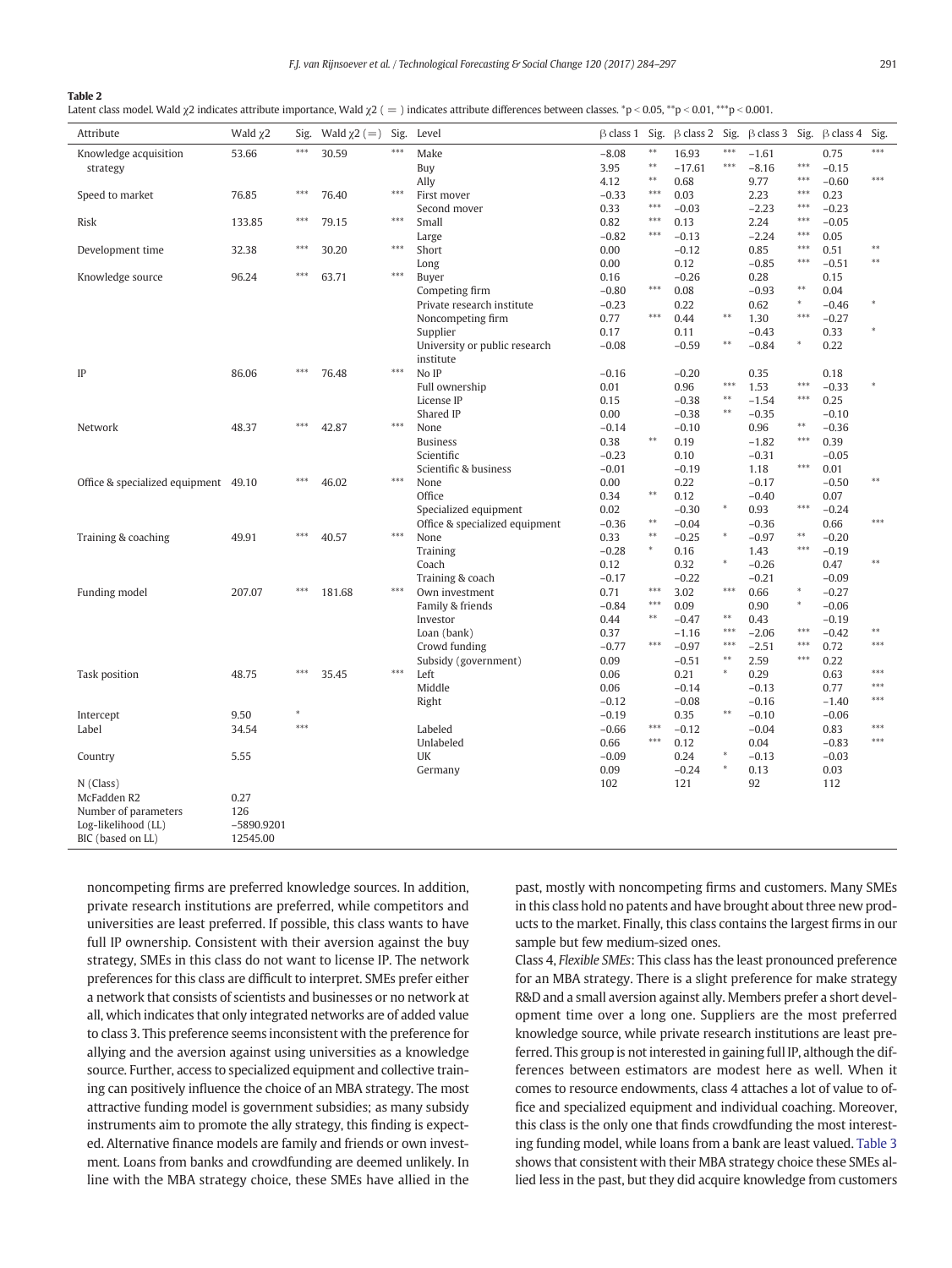**Table 2**
Latent class model. Wald χ2 indicates attribute importance, Wald χ2 ( = ) indicates attribute differences between classes. *p < 0.05, **p < 0.01, ***p < 0.001.

| Attribute | Wald χ2 | Sig. | Wald χ2 (=) | Sig. | Level | β class 1 | Sig. | β class 2 | Sig. | β class 3 | Sig. | β class 4 | Sig. |
|---|---|---|---|---|---|---|---|---|---|---|---|---|---|
| Knowledge acquisition strategy | 53.66 | *** | 30.59 | *** | Make | −8.08 | ** | 16.93 | *** | −1.61 | | 0.75 | *** |
| | | | | | Buy | 3.95 | ** | −17.61 | *** | −8.16 | *** | −0.15 | |
| | | | | | Ally | 4.12 | ** | 0.68 | | 9.77 | *** | −0.60 | *** |
| Speed to market | 76.85 | *** | 76.40 | *** | First mover | −0.33 | *** | 0.03 | | 2.23 | *** | 0.23 | |
| | | | | | Second mover | 0.33 | *** | −0.03 | | −2.23 | *** | −0.23 | |
| Risk | 133.85 | *** | 79.15 | *** | Small | 0.82 | *** | 0.13 | | 2.24 | *** | −0.05 | |
| | | | | | Large | −0.82 | *** | −0.13 | | −2.24 | *** | 0.05 | |
| Development time | 32.38 | *** | 30.20 | *** | Short | 0.00 | | −0.12 | | 0.85 | *** | 0.51 | ** |
| | | | | | Long | 0.00 | | 0.12 | | −0.85 | *** | −0.51 | ** |
| Knowledge source | 96.24 | *** | 63.71 | *** | Buyer | 0.16 | | −0.26 | | 0.28 | | 0.15 | |
| | | | | | Competing firm | −0.80 | *** | 0.08 | | −0.93 | ** | 0.04 | |
| | | | | | Private research institute | −0.23 | | 0.22 | | 0.62 | * | −0.46 | * |
| | | | | | Noncompeting firm | 0.77 | *** | 0.44 | ** | 1.30 | *** | −0.27 | |
| | | | | | Supplier | 0.17 | | 0.11 | | −0.43 | | 0.33 | * |
| | | | | | University or public research institute | −0.08 | | −0.59 | ** | −0.84 | * | 0.22 | |
| IP | 86.06 | *** | 76.48 | *** | No IP | −0.16 | | −0.20 | | 0.35 | | 0.18 | |
| | | | | | Full ownership | 0.01 | | 0.96 | *** | 1.53 | *** | −0.33 | * |
| | | | | | License IP | 0.15 | | −0.38 | ** | −1.54 | *** | 0.25 | |
| | | | | | Shared IP | 0.00 | | −0.38 | ** | −0.35 | | −0.10 | |
| Network | 48.37 | *** | 42.87 | *** | None | −0.14 | | −0.10 | | 0.96 | ** | −0.36 | |
| | | | | | Business | 0.38 | ** | 0.19 | | −1.82 | *** | 0.39 | |
| | | | | | Scientific | −0.23 | | 0.10 | | −0.31 | | −0.05 | |
| | | | | | Scientific & business | −0.01 | | −0.19 | | 1.18 | *** | 0.01 | |
| Office & specialized equipment | 49.10 | *** | 46.02 | *** | None | 0.00 | | 0.22 | | −0.17 | | −0.50 | ** |
| | | | | | Office | 0.34 | ** | 0.12 | | −0.40 | | 0.07 | |
| | | | | | Specialized equipment | 0.02 | | −0.30 | * | 0.93 | *** | −0.24 | |
| | | | | | Office & specialized equipment | −0.36 | ** | −0.04 | | −0.36 | | 0.66 | *** |
| Training & coaching | 49.91 | *** | 40.57 | *** | None | 0.33 | ** | −0.25 | * | −0.97 | ** | −0.20 | |
| | | | | | Training | −0.28 | * | 0.16 | | 1.43 | *** | −0.19 | |
| | | | | | Coach | 0.12 | | 0.32 | * | −0.26 | | 0.47 | ** |
| | | | | | Training & coach | −0.17 | | −0.22 | | −0.21 | | −0.09 | |
| Funding model | 207.07 | *** | 181.68 | *** | Own investment | 0.71 | *** | 3.02 | *** | 0.66 | * | −0.27 | |
| | | | | | Family & friends | −0.84 | *** | 0.09 | | 0.90 | * | −0.06 | |
| | | | | | Investor | 0.44 | ** | −0.47 | ** | 0.43 | | −0.19 | |
| | | | | | Loan (bank) | 0.37 | | −1.16 | *** | −2.06 | *** | −0.42 | ** |
| | | | | | Crowd funding | −0.77 | *** | −0.97 | *** | −2.51 | *** | 0.72 | *** |
| | | | | | Subsidy (government) | 0.09 | | −0.51 | ** | 2.59 | *** | 0.22 | |
| Task position | 48.75 | *** | 35.45 | *** | Left | 0.06 | | 0.21 | * | 0.29 | | 0.63 | *** |
| | | | | | Middle | 0.06 | | −0.14 | | −0.13 | | 0.77 | *** |
| | | | | | Right | −0.12 | | −0.08 | | −0.16 | | −1.40 | *** |
| Intercept | 9.50 | * | | | | −0.19 | | 0.35 | ** | −0.10 | | −0.06 | |
| Label | 34.54 | *** | | | Labeled | −0.66 | *** | −0.12 | | −0.04 | | 0.83 | *** |
| | | | | | Unlabeled | 0.66 | *** | 0.12 | | 0.04 | | −0.83 | *** |
| Country | 5.55 | | | | UK | −0.09 | | 0.24 | * | −0.13 | | −0.03 | |
| | | | | | Germany | 0.09 | | −0.24 | * | 0.13 | | 0.03 | |
| N (Class) | | | | | | 102 | | 121 | | 92 | | 112 | |
| McFadden R2 | 0.27 | | | | | | | | | | | | |
| Number of parameters | 126 | | | | | | | | | | | | |
| Log-likelihood (LL) | −5890.9201 | | | | | | | | | | | | |
| BIC (based on LL) | 12545.00 | | | | | | | | | | | | |

noncompeting firms are preferred knowledge sources. In addition, private research institutions are preferred, while competitors and universities are least preferred. If possible, this class wants to have full IP ownership. Consistent with their aversion against the buy strategy, SMEs in this class do not want to license IP. The network preferences for this class are difficult to interpret. SMEs prefer either a network that consists of scientists and businesses or no network at all, which indicates that only integrated networks are of added value to class 3. This preference seems inconsistent with the preference for allying and the aversion against using universities as a knowledge source. Further, access to specialized equipment and collective training can positively influence the choice of an MBA strategy. The most attractive funding model is government subsidies; as many subsidy instruments aim to promote the ally strategy, this finding is expected. Alternative finance models are family and friends or own investment. Loans from banks and crowdfunding are deemed unlikely. In line with the MBA strategy choice, these SMEs have allied in the past, mostly with noncompeting firms and customers. Many SMEs in this class hold no patents and have brought about three new products to the market. Finally, this class contains the largest firms in our sample but few medium-sized ones.

Class 4, *Flexible SMEs*: This class has the least pronounced preference for an MBA strategy. There is a slight preference for make strategy R&D and a small aversion against ally. Members prefer a short development time over a long one. Suppliers are the most preferred knowledge source, while private research institutions are least preferred. This group is not interested in gaining full IP, although the differences between estimators are modest here as well. When it comes to resource endowments, class 4 attaches a lot of value to office and specialized equipment and individual coaching. Moreover, this class is the only one that finds crowdfunding the most interesting funding model, while loans from a bank are least valued. Table 3 shows that consistent with their MBA strategy choice these SMEs allied less in the past, but they did acquire knowledge from customers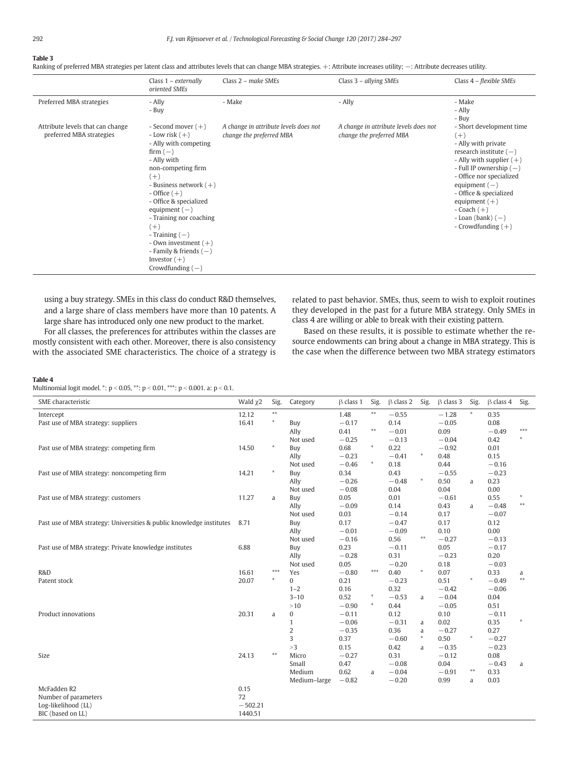**Table 3**
Ranking of preferred MBA strategies per latent class and attributes levels that can change MBA strategies. +: Attribute increases utility; −: Attribute decreases utility.

| | Class 1 – *externally oriented SMEs* | Class 2 – *make SMEs* | Class 3 – *allying SMEs* | Class 4 – *flexible SMEs* |
|---|---|---|---|---|
| Preferred MBA strategies | - Ally<br>- Buy | - Make | - Ally | - Make<br>- Ally<br>- Buy |
| Attribute levels that can change preferred MBA strategies | - Second mover (+)<br>- Low risk (+)<br>- Ally with competing firm (−)<br>- Ally with non-competing firm (+)<br>- Business network (+)<br>- Office (+)<br>- Office & specialized equipment (−)<br>- Training nor coaching (+)<br>- Training (−)<br>- Own investment (+)<br>- Family & friends (−)<br>Investor (+)<br>Crowdfunding (−) | *A change in attribute levels does not change the preferred MBA* | *A change in attribute levels does not change the preferred MBA* | - Short development time (+)<br>- Ally with private research institute (−)<br>- Ally with supplier (+)<br>- Full IP ownership (−)<br>- Office nor specialized equipment (−)<br>- Office & specialized equipment (+)<br>- Coach (+)<br>- Loan (bank) (−)<br>- Crowdfunding (+) |

using a buy strategy. SMEs in this class do conduct R&D themselves, and a large share of class members have more than 10 patents. A large share has introduced only one new product to the market.

For all classes, the preferences for attributes within the classes are mostly consistent with each other. Moreover, there is also consistency with the associated SME characteristics. The choice of a strategy is related to past behavior. SMEs, thus, seem to wish to exploit routines they developed in the past for a future MBA strategy. Only SMEs in class 4 are willing or able to break with their existing pattern.

Based on these results, it is possible to estimate whether the resource endowments can bring about a change in MBA strategy. This is the case when the difference between two MBA strategy estimators

**Table 4**
Multinomial logit model. *: $p < 0.05$, **: $p < 0.01$, ***: $p < 0.001$. a: $p < 0.1$.

| SME characteristic | Wald $\chi2$ | Sig. | Category | β class 1 | Sig. | β class 2 | Sig. | β class 3 | Sig. | β class 4 | Sig. |
|---|---|---|---|---|---|---|---|---|---|---|---|
| Intercept | 12.12 | ** | | 1.48 | ** | −0.55 | | −1.28 | * | 0.35 | |
| Past use of MBA strategy: suppliers | 16.41 | * | Buy | −0.17 | | 0.14 | | −0.05 | | 0.08 | |
| | | | Ally | 0.41 | ** | −0.01 | | 0.09 | | −0.49 | *** |
| | | | Not used | −0.25 | | −0.13 | | −0.04 | | 0.42 | * |
| Past use of MBA strategy: competing firm | 14.50 | * | Buy | 0.68 | * | 0.22 | | −0.92 | | 0.01 | |
| | | | Ally | −0.23 | | −0.41 | * | 0.48 | | 0.15 | |
| | | | Not used | −0.46 | * | 0.18 | | 0.44 | | −0.16 | |
| Past use of MBA strategy: noncompeting firm | 14.21 | * | Buy | 0.34 | | 0.43 | | −0.55 | | −0.23 | |
| | | | Ally | −0.26 | | −0.48 | * | 0.50 | a | 0.23 | |
| | | | Not used | −0.08 | | 0.04 | | 0.04 | | 0.00 | |
| Past use of MBA strategy: customers | 11.27 | a | Buy | 0.05 | | 0.01 | | −0.61 | | 0.55 | * |
| | | | Ally | −0.09 | | 0.14 | | 0.43 | a | −0.48 | ** |
| | | | Not used | 0.03 | | −0.14 | | 0.17 | | −0.07 | |
| Past use of MBA strategy: Universities & public knowledge institutes | 8.71 | | Buy | 0.17 | | −0.47 | | 0.17 | | 0.12 | |
| | | | Ally | −0.01 | | −0.09 | | 0.10 | | 0.00 | |
| | | | Not used | −0.16 | | 0.56 | ** | −0.27 | | −0.13 | |
| Past use of MBA strategy: Private knowledge institutes | 6.88 | | Buy | 0.23 | | −0.11 | | 0.05 | | −0.17 | |
| | | | Ally | −0.28 | | 0.31 | | −0.23 | | 0.20 | |
| | | | Not used | 0.05 | | −0.20 | | 0.18 | | −0.03 | |
| R&D | 16.61 | *** | Yes | −0.80 | *** | 0.40 | * | 0.07 | | 0.33 | a |
| Patent stock | 20.07 | * | 0 | 0.21 | | −0.23 | | 0.51 | * | −0.49 | ** |
| | | | 1–2 | 0.16 | | 0.32 | | −0.42 | | −0.06 | |
| | | | 3–10 | 0.52 | * | −0.53 | a | −0.04 | | 0.04 | |
| | | | >10 | −0.90 | * | 0.44 | | −0.05 | | 0.51 | |
| Product innovations | 20.31 | a | 0 | −0.11 | | 0.12 | | 0.10 | | −0.11 | |
| | | | 1 | −0.06 | | −0.31 | a | 0.02 | | 0.35 | * |
| | | | 2 | −0.35 | | 0.36 | a | −0.27 | | 0.27 | |
| | | | 3 | 0.37 | | −0.60 | * | 0.50 | * | −0.27 | |
| | | | >3 | 0.15 | | 0.42 | a | −0.35 | | −0.23 | |
| Size | 24.13 | ** | Micro | −0.27 | | 0.31 | | −0.12 | | 0.08 | |
| | | | Small | 0.47 | | −0.08 | | 0.04 | | −0.43 | a |
| | | | Medium | 0.62 | a | −0.04 | | −0.91 | ** | 0.33 | |
| | | | Medium–large | −0.82 | | −0.20 | | 0.99 | a | 0.03 | |
| McFadden R2 | 0.15 | | | | | | | | | | |
| Number of parameters | 72 | | | | | | | | | | |
| Log-likelihood (LL) | −502.21 | | | | | | | | | | |
| BIC (based on LL) | 1440.51 | | | | | | | | | | |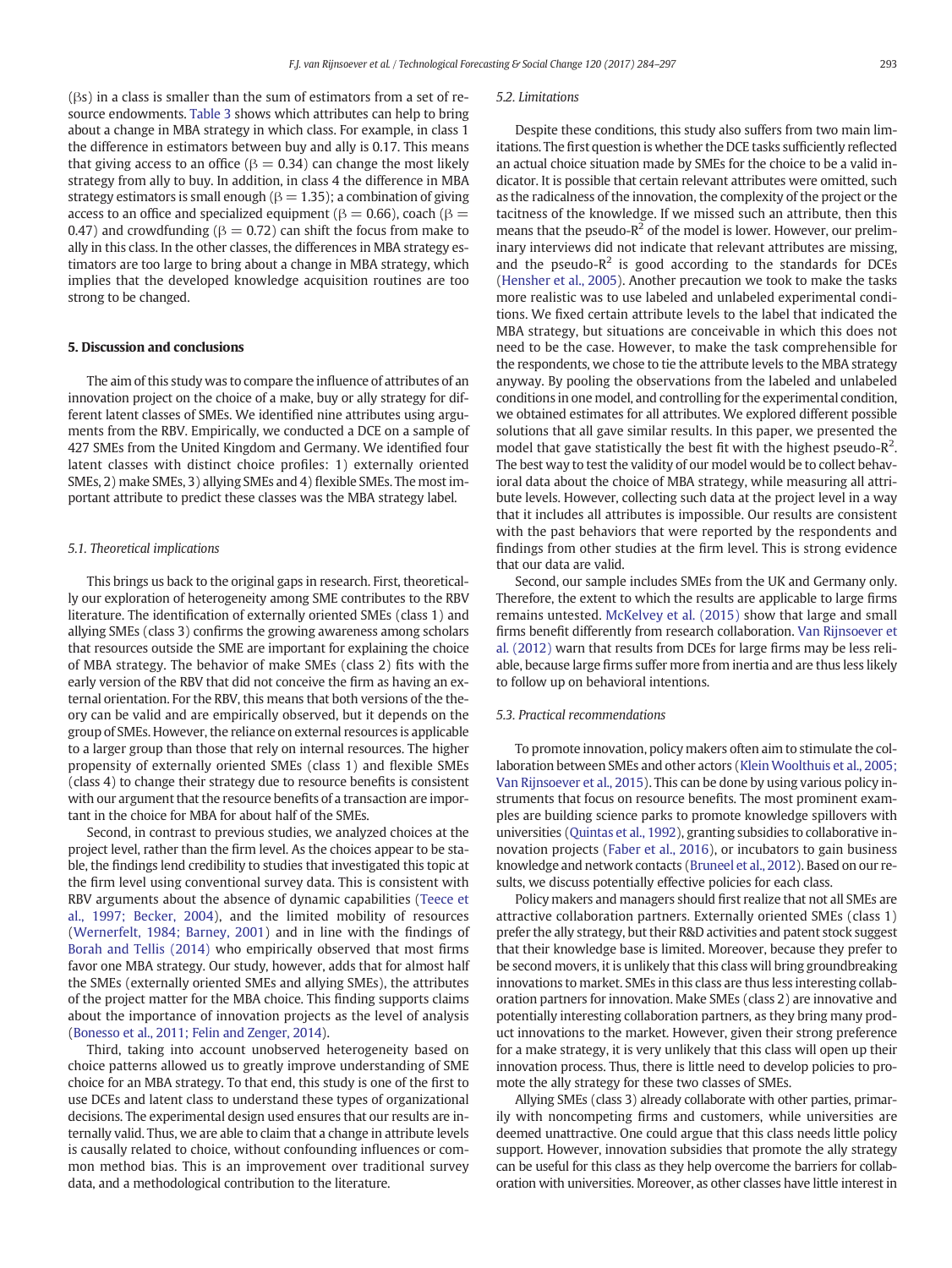(βs) in a class is smaller than the sum of estimators from a set of resource endowments. Table 3 shows which attributes can help to bring about a change in MBA strategy in which class. For example, in class 1 the difference in estimators between buy and ally is 0.17. This means that giving access to an office (β = 0.34) can change the most likely strategy from ally to buy. In addition, in class 4 the difference in MBA strategy estimators is small enough (β = 1.35); a combination of giving access to an office and specialized equipment (β = 0.66), coach (β = 0.47) and crowdfunding (β = 0.72) can shift the focus from make to ally in this class. In the other classes, the differences in MBA strategy estimators are too large to bring about a change in MBA strategy, which implies that the developed knowledge acquisition routines are too strong to be changed.

## 5. Discussion and conclusions

The aim of this study was to compare the influence of attributes of an innovation project on the choice of a make, buy or ally strategy for different latent classes of SMEs. We identified nine attributes using arguments from the RBV. Empirically, we conducted a DCE on a sample of 427 SMEs from the United Kingdom and Germany. We identified four latent classes with distinct choice profiles: 1) externally oriented SMEs, 2) make SMEs, 3) allying SMEs and 4) flexible SMEs. The most important attribute to predict these classes was the MBA strategy label.

### 5.1. Theoretical implications

This brings us back to the original gaps in research. First, theoretically our exploration of heterogeneity among SME contributes to the RBV literature. The identification of externally oriented SMEs (class 1) and allying SMEs (class 3) confirms the growing awareness among scholars that resources outside the SME are important for explaining the choice of MBA strategy. The behavior of make SMEs (class 2) fits with the early version of the RBV that did not conceive the firm as having an external orientation. For the RBV, this means that both versions of the theory can be valid and are empirically observed, but it depends on the group of SMEs. However, the reliance on external resources is applicable to a larger group than those that rely on internal resources. The higher propensity of externally oriented SMEs (class 1) and flexible SMEs (class 4) to change their strategy due to resource benefits is consistent with our argument that the resource benefits of a transaction are important in the choice for MBA for about half of the SMEs.

Second, in contrast to previous studies, we analyzed choices at the project level, rather than the firm level. As the choices appear to be stable, the findings lend credibility to studies that investigated this topic at the firm level using conventional survey data. This is consistent with RBV arguments about the absence of dynamic capabilities (Teece et al., 1997; Becker, 2004), and the limited mobility of resources (Wernerfelt, 1984; Barney, 2001) and in line with the findings of Borah and Tellis (2014) who empirically observed that most firms favor one MBA strategy. Our study, however, adds that for almost half the SMEs (externally oriented SMEs and allying SMEs), the attributes of the project matter for the MBA choice. This finding supports claims about the importance of innovation projects as the level of analysis (Bonesso et al., 2011; Felin and Zenger, 2014).

Third, taking into account unobserved heterogeneity based on choice patterns allowed us to greatly improve understanding of SME choice for an MBA strategy. To that end, this study is one of the first to use DCEs and latent class to understand these types of organizational decisions. The experimental design used ensures that our results are internally valid. Thus, we are able to claim that a change in attribute levels is causally related to choice, without confounding influences or common method bias. This is an improvement over traditional survey data, and a methodological contribution to the literature.

### 5.2. Limitations

Despite these conditions, this study also suffers from two main limitations. The first question is whether the DCE tasks sufficiently reflected an actual choice situation made by SMEs for the choice to be a valid indicator. It is possible that certain relevant attributes were omitted, such as the radicalness of the innovation, the complexity of the project or the tacitness of the knowledge. If we missed such an attribute, then this means that the pseudo-$R^2$ of the model is lower. However, our preliminary interviews did not indicate that relevant attributes are missing, and the pseudo-$R^2$ is good according to the standards for DCEs (Hensher et al., 2005). Another precaution we took to make the tasks more realistic was to use labeled and unlabeled experimental conditions. We fixed certain attribute levels to the label that indicated the MBA strategy, but situations are conceivable in which this does not need to be the case. However, to make the task comprehensible for the respondents, we chose to tie the attribute levels to the MBA strategy anyway. By pooling the observations from the labeled and unlabeled conditions in one model, and controlling for the experimental condition, we obtained estimates for all attributes. We explored different possible solutions that all gave similar results. In this paper, we presented the model that gave statistically the best fit with the highest pseudo-$R^2$. The best way to test the validity of our model would be to collect behavioral data about the choice of MBA strategy, while measuring all attribute levels. However, collecting such data at the project level in a way that it includes all attributes is impossible. Our results are consistent with the past behaviors that were reported by the respondents and findings from other studies at the firm level. This is strong evidence that our data are valid.

Second, our sample includes SMEs from the UK and Germany only. Therefore, the extent to which the results are applicable to large firms remains untested. McKelvey et al. (2015) show that large and small firms benefit differently from research collaboration. Van Rijnsoever et al. (2012) warn that results from DCEs for large firms may be less reliable, because large firms suffer more from inertia and are thus less likely to follow up on behavioral intentions.

### 5.3. Practical recommendations

To promote innovation, policy makers often aim to stimulate the collaboration between SMEs and other actors (Klein Woolthuis et al., 2005; Van Rijnsoever et al., 2015). This can be done by using various policy instruments that focus on resource benefits. The most prominent examples are building science parks to promote knowledge spillovers with universities (Quintas et al., 1992), granting subsidies to collaborative innovation projects (Faber et al., 2016), or incubators to gain business knowledge and network contacts (Bruneel et al., 2012). Based on our results, we discuss potentially effective policies for each class.

Policy makers and managers should first realize that not all SMEs are attractive collaboration partners. Externally oriented SMEs (class 1) prefer the ally strategy, but their R&D activities and patent stock suggest that their knowledge base is limited. Moreover, because they prefer to be second movers, it is unlikely that this class will bring groundbreaking innovations to market. SMEs in this class are thus less interesting collaboration partners for innovation. Make SMEs (class 2) are innovative and potentially interesting collaboration partners, as they bring many product innovations to the market. However, given their strong preference for a make strategy, it is very unlikely that this class will open up their innovation process. Thus, there is little need to develop policies to promote the ally strategy for these two classes of SMEs.

Allying SMEs (class 3) already collaborate with other parties, primarily with noncompeting firms and customers, while universities are deemed unattractive. One could argue that this class needs little policy support. However, innovation subsidies that promote the ally strategy can be useful for this class as they help overcome the barriers for collaboration with universities. Moreover, as other classes have little interest in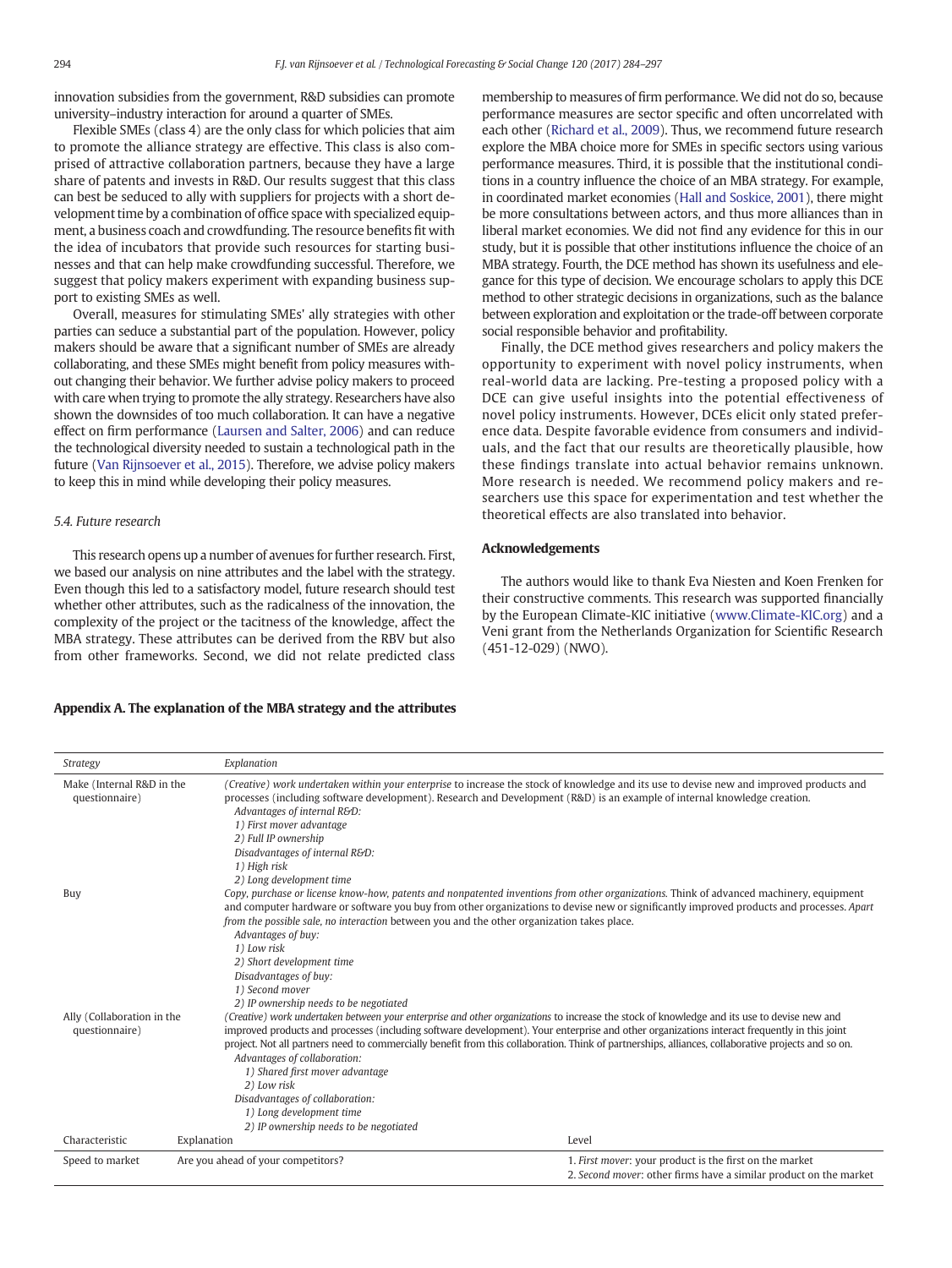innovation subsidies from the government, R&D subsidies can promote university–industry interaction for around a quarter of SMEs.

Flexible SMEs (class 4) are the only class for which policies that aim to promote the alliance strategy are effective. This class is also comprised of attractive collaboration partners, because they have a large share of patents and invests in R&D. Our results suggest that this class can best be seduced to ally with suppliers for projects with a short development time by a combination of office space with specialized equipment, a business coach and crowdfunding. The resource benefits fit with the idea of incubators that provide such resources for starting businesses and that can help make crowdfunding successful. Therefore, we suggest that policy makers experiment with expanding business support to existing SMEs as well.

Overall, measures for stimulating SMEs' ally strategies with other parties can seduce a substantial part of the population. However, policy makers should be aware that a significant number of SMEs are already collaborating, and these SMEs might benefit from policy measures without changing their behavior. We further advise policy makers to proceed with care when trying to promote the ally strategy. Researchers have also shown the downsides of too much collaboration. It can have a negative effect on firm performance (Laursen and Salter, 2006) and can reduce the technological diversity needed to sustain a technological path in the future (Van Rijnsoever et al., 2015). Therefore, we advise policy makers to keep this in mind while developing their policy measures.

### 5.4. Future research

This research opens up a number of avenues for further research. First, we based our analysis on nine attributes and the label with the strategy. Even though this led to a satisfactory model, future research should test whether other attributes, such as the radicalness of the innovation, the complexity of the project or the tacitness of the knowledge, affect the MBA strategy. These attributes can be derived from the RBV but also from other frameworks. Second, we did not relate predicted class membership to measures of firm performance. We did not do so, because performance measures are sector specific and often uncorrelated with each other (Richard et al., 2009). Thus, we recommend future research explore the MBA choice more for SMEs in specific sectors using various performance measures. Third, it is possible that the institutional conditions in a country influence the choice of an MBA strategy. For example, in coordinated market economies (Hall and Soskice, 2001), there might be more consultations between actors, and thus more alliances than in liberal market economies. We did not find any evidence for this in our study, but it is possible that other institutions influence the choice of an MBA strategy. Fourth, the DCE method has shown its usefulness and elegance for this type of decision. We encourage scholars to apply this DCE method to other strategic decisions in organizations, such as the balance between exploration and exploitation or the trade-off between corporate social responsible behavior and profitability.

Finally, the DCE method gives researchers and policy makers the opportunity to experiment with novel policy instruments, when real-world data are lacking. Pre-testing a proposed policy with a DCE can give useful insights into the potential effectiveness of novel policy instruments. However, DCEs elicit only stated preference data. Despite favorable evidence from consumers and individuals, and the fact that our results are theoretically plausible, how these findings translate into actual behavior remains unknown. More research is needed. We recommend policy makers and researchers use this space for experimentation and test whether the theoretical effects are also translated into behavior.

## Acknowledgements

The authors would like to thank Eva Niesten and Koen Frenken for their constructive comments. This research was supported financially by the European Climate-KIC initiative (www.Climate-KIC.org) and a Veni grant from the Netherlands Organization for Scientific Research (451-12-029) (NWO).

## Appendix A. The explanation of the MBA strategy and the attributes

| Strategy | Explanation |
|---|---|
| Make (Internal R&D in the questionnaire) | *(Creative) work undertaken within your enterprise* to increase the stock of knowledge and its use to devise new and improved products and processes (including software development). Research and Development (R&D) is an example of internal knowledge creation. *Advantages of internal R&D:* *1) First mover advantage* *2) Full IP ownership* *Disadvantages of internal R&D:* *1) High risk* *2) Long development time* |
| Buy | *Copy, purchase or license know-how, patents and nonpatented inventions from other organizations.* Think of advanced machinery, equipment and computer hardware or software you buy from other organizations to devise new or significantly improved products and processes. *Apart from the possible sale, no interaction* between you and the other organization takes place. *Advantages of buy:* *1) Low risk* *2) Short development time* *Disadvantages of buy:* *1) Second mover* *2) IP ownership needs to be negotiated* |
| Ally (Collaboration in the questionnaire) | *(Creative) work undertaken between your enterprise and other organizations* to increase the stock of knowledge and its use to devise new and improved products and processes (including software development). Your enterprise and other organizations interact frequently in this joint project. Not all partners need to commercially benefit from this collaboration. Think of partnerships, alliances, collaborative projects and so on. *Advantages of collaboration:* *1) Shared first mover advantage* *2) Low risk* *Disadvantages of collaboration:* *1) Long development time* *2) IP ownership needs to be negotiated* |

| Characteristic | Explanation | Level |
|---|---|---|
| Speed to market | Are you ahead of your competitors? | 1. *First mover*: your product is the first on the market 2. *Second mover*: other firms have a similar product on the market |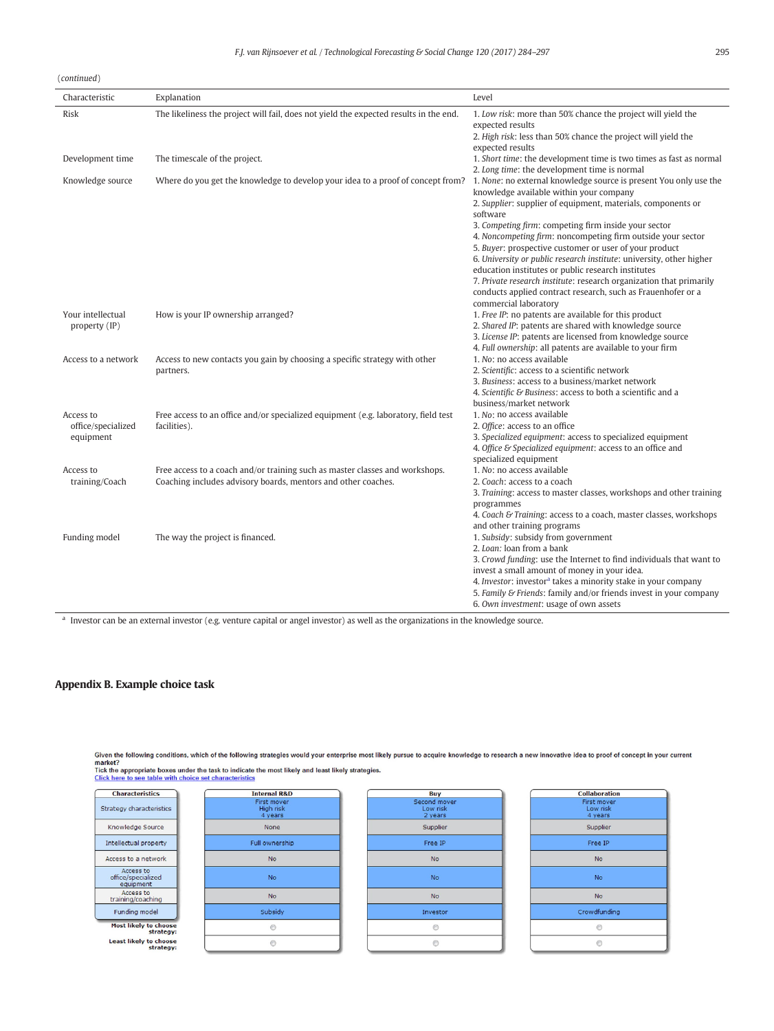(*continued*)

| Characteristic | Explanation | Level |
|---|---|---|
| Risk | The likeliness the project will fail, does not yield the expected results in the end. | 1. *Low risk*: more than 50% chance the project will yield the expected results<br>2. *High risk*: less than 50% chance the project will yield the expected results |
| Development time | The timescale of the project. | 1. *Short time*: the development time is two times as fast as normal<br>2. *Long time*: the development time is normal |
| Knowledge source | Where do you get the knowledge to develop your idea to a proof of concept from? | 1. *None*: no external knowledge source is present You only use the knowledge available within your company<br>2. *Supplier*: supplier of equipment, materials, components or software<br>3. *Competing firm*: competing firm inside your sector<br>4. *Noncompeting firm*: noncompeting firm outside your sector<br>5. *Buyer*: prospective customer or user of your product<br>6. *University or public research institute*: university, other higher education institutes or public research institutes<br>7. *Private research institute*: research organization that primarily conducts applied contract research, such as Fraunehofer or a commercial laboratory |
| Your intellectual property (IP) | How is your IP ownership arranged? | 1. *Free IP*: no patents are available for this product<br>2. *Shared IP*: patents are shared with knowledge source<br>3. *License IP*: patents are licensed from knowledge source<br>4. *Full ownership*: all patents are available to your firm |
| Access to a network | Access to new contacts you gain by choosing a specific strategy with other partners. | 1. *No*: no access available<br>2. *Scientific*: access to a scientific network<br>3. *Business*: access to a business/market network<br>4. *Scientific & Business*: access to both a scientific and a business/market network |
| Access to office/specialized equipment | Free access to an office and/or specialized equipment (e.g. laboratory, field test facilities). | 1. *No*: no access available<br>2. *Office*: access to an office<br>3. *Specialized equipment*: access to specialized equipment<br>4. *Office & Specialized equipment*: access to an office and specialized equipment |
| Access to training/Coach | Free access to a coach and/or training such as master classes and workshops. Coaching includes advisory boards, mentors and other coaches. | 1. *No*: no access available<br>2. *Coach*: access to a coach<br>3. *Training*: access to master classes, workshops and other training programmes<br>4. *Coach & Training*: access to a coach, master classes, workshops and other training programs |
| Funding model | The way the project is financed. | 1. *Subsidy*: subsidy from government<br>2. *Loan*: loan from a bank<br>3. *Crowd funding*: use the Internet to find individuals that want to invest a small amount of money in your idea.<br>4. *Investor*: investor[a] takes a minority stake in your company<br>5. *Family & Friends*: family and/or friends invest in your company<br>6. *Own investment*: usage of own assets |

[a] Investor can be an external investor (e.g. venture capital or angel investor) as well as the organizations in the knowledge source.

## Appendix B. Example choice task

**Given the following conditions, which of the following strategies would your enterprise most likely pursue to acquire knowledge to research a new innovative idea to proof of concept in your current market?**
**Tick the appropriate boxes under the task to indicate the most likely and least likely strategies.**
Click here to see table with choice set characteristics

| Characteristics | Internal R&D | Buy | Collaboration |
|---|---|---|---|
| Strategy characteristics | First mover<br>High risk<br>4 years | Second mover<br>Low risk<br>2 years | First mover<br>Low risk<br>4 years |
| Knowledge Source | None | Supplier | Supplier |
| Intellectual property | Full ownership | Free IP | Free IP |
| Access to a network | No | No | No |
| Access to office/specialized equipment | No | No | No |
| Access to training/coaching | No | No | No |
| Funding model | Subsidy | Investor | Crowdfunding |
| Most likely to choose strategy: | ○ | ○ | ○ |
| Least likely to choose strategy: | ○ | ○ | ○ |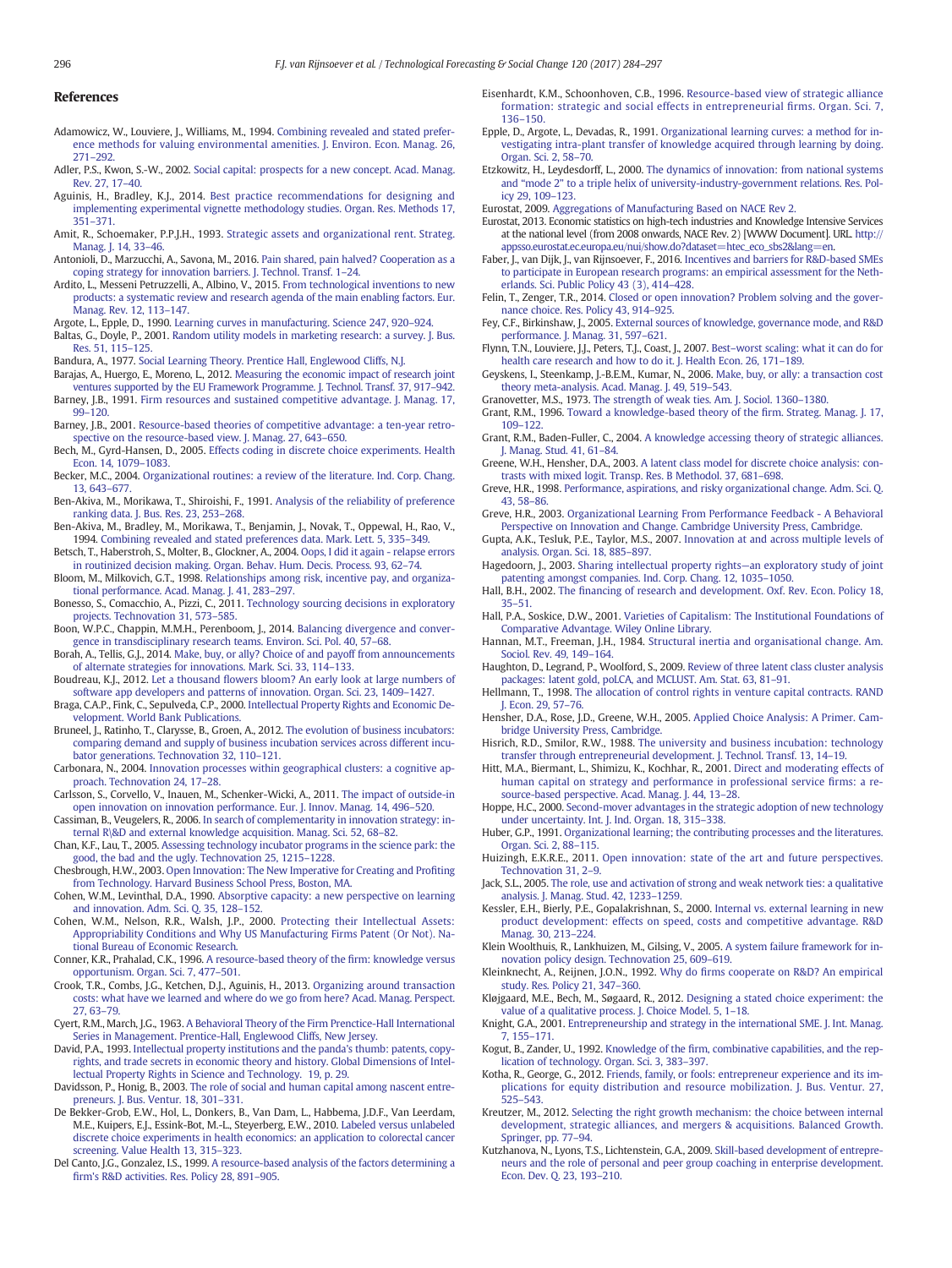## References

Adamowicz, W., Louviere, J., Williams, M., 1994. Combining revealed and stated preference methods for valuing environmental amenities. J. Environ. Econ. Manag. 26, 271–292.

Adler, P.S., Kwon, S.-W., 2002. Social capital: prospects for a new concept. Acad. Manag. Rev. 27, 17–40.

Aguinis, H., Bradley, K.J., 2014. Best practice recommendations for designing and implementing experimental vignette methodology studies. Organ. Res. Methods 17, 351–371.

Amit, R., Schoemaker, P.J.H., 1993. Strategic assets and organizational rent. Strateg. Manag. J. 14, 33–46.

Antonioli, D., Marzucchi, A., Savona, M., 2016. Pain shared, pain halved? Cooperation as a coping strategy for innovation barriers. J. Technol. Transf. 1–24.

Ardito, L., Messeni Petruzzelli, A., Albino, V., 2015. From technological inventions to new products: a systematic review and research agenda of the main enabling factors. Eur. Manag. Rev. 12, 113–147.

Argote, L., Epple, D., 1990. Learning curves in manufacturing. Science 247, 920–924.

Baltas, G., Doyle, P., 2001. Random utility models in marketing research: a survey. J. Bus. Res. 51, 115–125.

Bandura, A., 1977. Social Learning Theory. Prentice Hall, Englewood Cliffs, N.J.

Barajas, A., Huergo, E., Moreno, L., 2012. Measuring the economic impact of research joint ventures supported by the EU Framework Programme. J. Technol. Transf. 37, 917–942.

Barney, J.B., 1991. Firm resources and sustained competitive advantage. J. Manag. 17, 99–120.

Barney, J.B., 2001. Resource-based theories of competitive advantage: a ten-year retrospective on the resource-based view. J. Manag. 27, 643–650.

Bech, M., Gyrd-Hansen, D., 2005. Effects coding in discrete choice experiments. Health Econ. 14, 1079–1083.

Becker, M.C., 2004. Organizational routines: a review of the literature. Ind. Corp. Chang. 13, 643–677.

Ben-Akiva, M., Morikawa, T., Shiroishi, F., 1991. Analysis of the reliability of preference ranking data. J. Bus. Res. 23, 253–268.

Ben-Akiva, M., Bradley, M., Morikawa, T., Benjamin, J., Novak, T., Oppewal, H., Rao, V., 1994. Combining revealed and stated preferences data. Mark. Lett. 5, 335–349.

Betsch, T., Haberstroh, S., Molter, B., Glockner, A., 2004. Oops, I did it again - relapse errors in routinized decision making. Organ. Behav. Hum. Decis. Process. 93, 62–74.

Bloom, M., Milkovich, G.T., 1998. Relationships among risk, incentive pay, and organizational performance. Acad. Manag. J. 41, 283–297.

Bonesso, S., Comacchio, A., Pizzi, C., 2011. Technology sourcing decisions in exploratory projects. Technovation 31, 573–585.

Boon, W.P.C., Chappin, M.M.H., Perenboom, J., 2014. Balancing divergence and convergence in transdisciplinary research teams. Environ. Sci. Pol. 40, 57–68.

Borah, A., Tellis, G.J., 2014. Make, buy, or ally? Choice of and payoff from announcements of alternate strategies for innovations. Mark. Sci. 33, 114–133.

Boudreau, K.J., 2012. Let a thousand flowers bloom? An early look at large numbers of software app developers and patterns of innovation. Organ. Sci. 23, 1409–1427.

Braga, C.A.P., Fink, C., Sepulveda, C.P., 2000. Intellectual Property Rights and Economic Development. World Bank Publications.

Bruneel, J., Ratinho, T., Clarysse, B., Groen, A., 2012. The evolution of business incubators: comparing demand and supply of business incubation services across different incubator generations. Technovation 32, 110–121.

Carbonara, N., 2004. Innovation processes within geographical clusters: a cognitive approach. Technovation 24, 17–28.

Carlsson, S., Corvello, V., Inauen, M., Schenker-Wicki, A., 2011. The impact of outside-in open innovation on innovation performance. Eur. J. Innov. Manag. 14, 496–520.

Cassiman, B., Veugelers, R., 2006. In search of complementarity in innovation strategy: internal R\&D and external knowledge acquisition. Manag. Sci. 52, 68–82.

Chan, K.F., Lau, T., 2005. Assessing technology incubator programs in the science park: the good, the bad and the ugly. Technovation 25, 1215–1228.

Chesbrough, H.W., 2003. Open Innovation: The New Imperative for Creating and Profiting from Technology. Harvard Business School Press, Boston, MA.

Cohen, W.M., Levinthal, D.A., 1990. Absorptive capacity: a new perspective on learning and innovation. Adm. Sci. Q. 35, 128–152.

Cohen, W.M., Nelson, R.R., Walsh, J.P., 2000. Protecting their Intellectual Assets: Appropriability Conditions and Why US Manufacturing Firms Patent (Or Not). National Bureau of Economic Research.

Conner, K.R., Prahalad, C.K., 1996. A resource-based theory of the firm: knowledge versus opportunism. Organ. Sci. 7, 477–501.

Crook, T.R., Combs, J.G., Ketchen, D.J., Aguinis, H., 2013. Organizing around transaction costs: what have we learned and where do we go from here? Acad. Manag. Perspect. 27, 63–79.

Cyert, R.M., March, J.G., 1963. A Behavioral Theory of the Firm Prenctice-Hall International Series in Management. Prentice-Hall, Englewood Cliffs, New Jersey.

David, P.A., 1993. Intellectual property institutions and the panda's thumb: patents, copyrights, and trade secrets in economic theory and history. Global Dimensions of Intellectual Property Rights in Science and Technology. 19, p. 29.

Davidsson, P., Honig, B., 2003. The role of social and human capital among nascent entrepreneurs. J. Bus. Ventur. 18, 301–331.

De Bekker-Grob, E.W., Hol, L., Donkers, B., Van Dam, L., Habbema, J.D.F., Van Leerdam, M.E., Kuipers, E.J., Essink-Bot, M.-L., Steyerberg, E.W., 2010. Labeled versus unlabeled discrete choice experiments in health economics: an application to colorectal cancer screening. Value Health 13, 315–323.

Del Canto, J.G., Gonzalez, I.S., 1999. A resource-based analysis of the factors determining a firm's R&D activities. Res. Policy 28, 891–905.

Eisenhardt, K.M., Schoonhoven, C.B., 1996. Resource-based view of strategic alliance formation: strategic and social effects in entrepreneurial firms. Organ. Sci. 7, 136–150.

Epple, D., Argote, L., Devadas, R., 1991. Organizational learning curves: a method for investigating intra-plant transfer of knowledge acquired through learning by doing. Organ. Sci. 2, 58–70.

Etzkowitz, H., Leydesdorff, L., 2000. The dynamics of innovation: from national systems and "mode 2" to a triple helix of university-industry-government relations. Res. Policy 29, 109–123.

Eurostat, 2009. Aggregations of Manufacturing Based on NACE Rev 2.

Eurostat, 2013. Economic statistics on high-tech industries and Knowledge Intensive Services at the national level (from 2008 onwards, NACE Rev. 2) [WWW Document]. URL. http://appsso.eurostat.ec.europa.eu/nui/show.do?dataset=htec_eco_sbs2&lang=en.

Faber, J., van Dijk, J., van Rijnsoever, F., 2016. Incentives and barriers for R&D-based SMEs to participate in European research programs: an empirical assessment for the Netherlands. Sci. Public Policy 43 (3), 414–428.

Felin, T., Zenger, T.R., 2014. Closed or open innovation? Problem solving and the governance choice. Res. Policy 43, 914–925.

Fey, C.F., Birkinshaw, J., 2005. External sources of knowledge, governance mode, and R&D performance. J. Manag. 31, 597–621.

Flynn, T.N., Louviere, J.J., Peters, T.J., Coast, J., 2007. Best–worst scaling: what it can do for health care research and how to do it. J. Health Econ. 26, 171–189.

Geyskens, I., Steenkamp, J.-B.E.M., Kumar, N., 2006. Make, buy, or ally: a transaction cost theory meta-analysis. Acad. Manag. J. 49, 519–543.

Granovetter, M.S., 1973. The strength of weak ties. Am. J. Sociol. 1360–1380.

Grant, R.M., 1996. Toward a knowledge-based theory of the firm. Strateg. Manag. J. 17, 109–122.

Grant, R.M., Baden-Fuller, C., 2004. A knowledge accessing theory of strategic alliances. J. Manag. Stud. 41, 61–84.

Greene, W.H., Hensher, D.A., 2003. A latent class model for discrete choice analysis: contrasts with mixed logit. Transp. Res. B Methodol. 37, 681–698.

Greve, H.R., 1998. Performance, aspirations, and risky organizational change. Adm. Sci. Q. 43, 58–86.

Greve, H.R., 2003. Organizational Learning From Performance Feedback - A Behavioral Perspective on Innovation and Change. Cambridge University Press, Cambridge.

Gupta, A.K., Tesluk, P.E., Taylor, M.S., 2007. Innovation at and across multiple levels of analysis. Organ. Sci. 18, 885–897.

Hagedoorn, J., 2003. Sharing intellectual property rights—an exploratory study of joint patenting amongst companies. Ind. Corp. Chang. 12, 1035–1050.

Hall, B.H., 2002. The financing of research and development. Oxf. Rev. Econ. Policy 18, 35–51.

Hall, P.A., Soskice, D.W., 2001. Varieties of Capitalism: The Institutional Foundations of Comparative Advantage. Wiley Online Library.

Hannan, M.T., Freeman, J.H., 1984. Structural inertia and organisational change. Am. Sociol. Rev. 49, 149–164.

Haughton, D., Legrand, P., Woolford, S., 2009. Review of three latent class cluster analysis packages: latent gold, poLCA, and MCLUST. Am. Stat. 63, 81–91.

Hellmann, T., 1998. The allocation of control rights in venture capital contracts. RAND J. Econ. 29, 57–76.

Hensher, D.A., Rose, J.D., Greene, W.H., 2005. Applied Choice Analysis: A Primer. Cambridge University Press, Cambridge.

Hisrich, R.D., Smilor, R.W., 1988. The university and business incubation: technology transfer through entrepreneurial development. J. Technol. Transf. 13, 14–19.

Hitt, M.A., Biermant, L., Shimizu, K., Kochhar, R., 2001. Direct and moderating effects of human capital on strategy and performance in professional service firms: a resource-based perspective. Acad. Manag. J. 44, 13–28.

Hoppe, H.C., 2000. Second-mover advantages in the strategic adoption of new technology under uncertainty. Int. J. Ind. Organ. 18, 315–338.

Huber, G.P., 1991. Organizational learning; the contributing processes and the literatures. Organ. Sci. 2, 88–115.

Huizingh, E.K.R.E., 2011. Open innovation: state of the art and future perspectives. Technovation 31, 2–9.

Jack, S.L., 2005. The role, use and activation of strong and weak network ties: a qualitative analysis. J. Manag. Stud. 42, 1233–1259.

Kessler, E.H., Bierly, P.E., Gopalakrishnan, S., 2000. Internal vs. external learning in new product development: effects on speed, costs and competitive advantage. R&D Manag. 30, 213–224.

Klein Woolthuis, R., Lankhuizen, M., Gilsing, V., 2005. A system failure framework for innovation policy design. Technovation 25, 609–619.

Kleinknecht, A., Reijnen, J.O.N., 1992. Why do firms cooperate on R&D? An empirical study. Res. Policy 21, 347–360.

Kløjgaard, M.E., Bech, M., Søgaard, R., 2012. Designing a stated choice experiment: the value of a qualitative process. J. Choice Model. 5, 1–18.

Knight, G.A., 2001. Entrepreneurship and strategy in the international SME. J. Int. Manag. 7, 155–171.

Kogut, B., Zander, U., 1992. Knowledge of the firm, combinative capabilities, and the replication of technology. Organ. Sci. 3, 383–397.

Kotha, R., George, G., 2012. Friends, family, or fools: entrepreneur experience and its implications for equity distribution and resource mobilization. J. Bus. Ventur. 27, 525–543.

Kreutzer, M., 2012. Selecting the right growth mechanism: the choice between internal development, strategic alliances, and mergers & acquisitions. Balanced Growth. Springer, pp. 77–94.

Kutzhanova, N., Lyons, T.S., Lichtenstein, G.A., 2009. Skill-based development of entrepreneurs and the role of personal and peer group coaching in enterprise development. Econ. Dev. Q. 23, 193–210.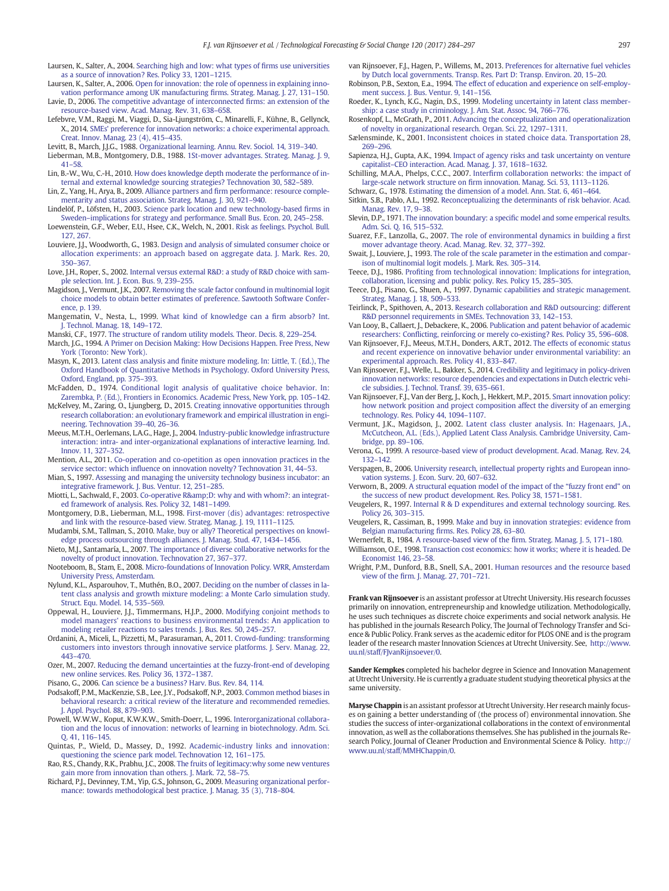Laursen, K., Salter, A., 2004. Searching high and low: what types of firms use universities as a source of innovation? Res. Policy 33, 1201–1215.

Laursen, K., Salter, A., 2006. Open for innovation: the role of openness in explaining innovation performance among UK manufacturing firms. Strateg. Manag. J. 27, 131–150.

Lavie, D., 2006. The competitive advantage of interconnected firms: an extension of the resource-based view. Acad. Manag. Rev. 31, 638–658.

Lefebvre, V.M., Raggi, M., Viaggi, D., Sia-Ljungström, C., Minarelli, F., Kühne, B., Gellynck, X., 2014. SMEs' preference for innovation networks: a choice experimental approach. Creat. Innov. Manag. 23 (4), 415–435.

Levitt, B., March, J.J.G., 1988. Organizational learning. Annu. Rev. Sociol. 14, 319–340.

Lieberman, M.B., Montgomery, D.B., 1988. 1St-mover advantages. Strateg. Manag. J. 9, 41–58.

Lin, B.-W., Wu, C.-H., 2010. How does knowledge depth moderate the performance of internal and external knowledge sourcing strategies? Technovation 30, 582–589.

Lin, Z., Yang, H., Arya, B., 2009. Alliance partners and firm performance: resource complementarity and status association. Strateg. Manag. J. 30, 921–940.

Lindelöf, P., Löfsten, H., 2003. Science park location and new technology-based firms in Sweden–implications for strategy and performance. Small Bus. Econ. 20, 245–258.

Loewenstein, G.F., Weber, E.U., Hsee, C.K., Welch, N., 2001. Risk as feelings. Psychol. Bull. 127, 267.

Louviere, J.J., Woodworth, G., 1983. Design and analysis of simulated consumer choice or allocation experiments: an approach based on aggregate data. J. Mark. Res. 20, 350–367.

Love, J.H., Roper, S., 2002. Internal versus external R&D: a study of R&D choice with sample selection. Int. J. Econ. Bus. 9, 239–255.

Magidson, J., Vermunt, J.K., 2007. Removing the scale factor confound in multinomial logit choice models to obtain better estimates of preference. Sawtooth Software Conference, p. 139.

Mangematin, V., Nesta, L., 1999. What kind of knowledge can a firm absorb? Int. J. Technol. Manag. 18, 149–172.

Manski, C.F., 1977. The structure of random utility models. Theor. Decis. 8, 229–254.

March, J.G., 1994. A Primer on Decision Making: How Decisions Happen. Free Press, New York (Toronto: New York).

Masyn, K., 2013. Latent class analysis and finite mixture modeling. In: Little, T. (Ed.), The Oxford Handbook of Quantitative Methods in Psychology. Oxford University Press, Oxford, England, pp. 375–393.

McFadden, D., 1974. Conditional logit analysis of qualitative choice behavior. In: Zarembka, P. (Ed.), Frontiers in Economics. Academic Press, New York, pp. 105–142.

McKelvey, M., Zaring, O., Ljungberg, D., 2015. Creating innovative opportunities through research collaboration: an evolutionary framework and empirical illustration in engineering. Technovation 39–40, 26–36.

Meeus, M.T.H., Oerlemans, L.A.G., Hage, J., 2004. Industry-public knowledge infrastructure interaction: intra- and inter-organizational explanations of interactive learning. Ind. Innov. 11, 327–352.

Mention, A.L., 2011. Co-operation and co-opetition as open innovation practices in the service sector: which influence on innovation novelty? Technovation 31, 44–53.

Mian, S., 1997. Assessing and managing the university technology business incubator: an integrative framework. J. Bus. Ventur. 12, 251–285.

Miotti, L., Sachwald, F., 2003. Co-operative R&amp;D: why and with whom?: an integrated framework of analysis. Res. Policy 32, 1481–1499.

Montgomery, D.B., Lieberman, M.L., 1998. First-mover (dis) advantages: retrospective and link with the resource-based view. Strateg. Manag. J. 19, 1111–1125.

Mudambi, S.M., Tallman, S., 2010. Make, buy or ally? Theoretical perspectives on knowledge process outsourcing through alliances. J. Manag. Stud. 47, 1434–1456.

Nieto, M.J., Santamaría, L., 2007. The importance of diverse collaborative networks for the novelty of product innovation. Technovation 27, 367–377.

Nooteboom, B., Stam, E., 2008. Micro-foundations of Innovation Policy. WRR, Amsterdam University Press, Amsterdam.

Nylund, K.L., Asparouhov, T., Muthén, B.O., 2007. Deciding on the number of classes in latent class analysis and growth mixture modeling: a Monte Carlo simulation study. Struct. Equ. Model. 14, 535–569.

Oppewal, H., Louviere, J.J., Timmermans, H.J.P., 2000. Modifying conjoint methods to model managers' reactions to business environmental trends: An application to modeling retailer reactions to sales trends. J. Bus. Res. 50, 245–257.

Ordanini, A., Miceli, L., Pizzetti, M., Parasuraman, A., 2011. Crowd-funding: transforming customers into investors through innovative service platforms. J. Serv. Manag. 22, 443–470.

Ozer, M., 2007. Reducing the demand uncertainties at the fuzzy-front-end of developing new online services. Res. Policy 36, 1372–1387.

Pisano, G., 2006. Can science be a business? Harv. Bus. Rev. 84, 114.

Podsakoff, P.M., MacKenzie, S.B., Lee, J.Y., Podsakoff, N.P., 2003. Common method biases in behavioral research: a critical review of the literature and recommended remedies. J. Appl. Psychol. 88, 879–903.

Powell, W.W.W., Koput, K.W.K.W., Smith-Doerr, L., 1996. Interorganizational collaboration and the locus of innovation: networks of learning in biotechnology. Adm. Sci. Q. 41, 116–145.

Quintas, P., Wield, D., Massey, D., 1992. Academic-industry links and innovation: questioning the science park model. Technovation 12, 161–175.

Rao, R.S., Chandy, R.K., Prabhu, J.C., 2008. The fruits of legitimacy:why some new ventures gain more from innovation than others. J. Mark. 72, 58–75.

Richard, P.J., Devinney, T.M., Yip, G.S., Johnson, G., 2009. Measuring organizational performance: towards methodological best practice. J. Manag. 35 (3), 718–804.

van Rijnsoever, F.J., Hagen, P., Willems, M., 2013. Preferences for alternative fuel vehicles by Dutch local governments. Transp. Res. Part D: Transp. Environ. 20, 15–20.

Robinson, P.B., Sexton, E.a., 1994. The effect of education and experience on self-employment success. J. Bus. Ventur. 9, 141–156.

Roeder, K., Lynch, K.G., Nagin, D.S., 1999. Modeling uncertainty in latent class membership: a case study in criminology. J. Am. Stat. Assoc. 94, 766–776.

Rosenkopf, L., McGrath, P., 2011. Advancing the conceptualization and operationalization of novelty in organizational research. Organ. Sci. 22, 1297–1311.

Sælensminde, K., 2001. Inconsistent choices in stated choice data. Transportation 28, 269–296.

Sapienza, H.J., Gupta, A.K., 1994. Impact of agency risks and task uncertainty on venture capitalist–CEO interaction. Acad. Manag. J. 37, 1618–1632.

Schilling, M.A.A., Phelps, C.C.C., 2007. Interfirm collaboration networks: the impact of large-scale network structure on firm innovation. Manag. Sci. 53, 1113–1126.

Schwarz, G., 1978. Estimating the dimension of a model. Ann. Stat. 6, 461–464.

Sitkin, S.B., Pablo, A.L., 1992. Reconceptualizing the determinants of risk behavior. Acad. Manag. Rev. 17, 9–38.

Slevin, D.P., 1971. The innovation boundary: a specific model and some emperical results. Adm. Sci. Q. 16, 515–532.

Suarez, F.F., Lanzolla, G., 2007. The role of environmental dynamics in building a first mover advantage theory. Acad. Manag. Rev. 32, 377–392.

Swait, J., Louviere, J., 1993. The role of the scale parameter in the estimation and comparison of multinomial logit models. J. Mark. Res. 305–314.

Teece, D.J., 1986. Profiting from technological innovation: Implications for integration, collaboration, licensing and public policy. Res. Policy 15, 285–305.

Teece, D.J., Pisano, G., Shuen, A., 1997. Dynamic capabilities and strategic management. Strateg. Manag. J. 18, 509–533.

Teirlinck, P., Spithoven, A., 2013. Research collaboration and R&D outsourcing: different R&D personnel requirements in SMEs. Technovation 33, 142–153.

Van Looy, B., Callaert, J., Debackere, K., 2006. Publication and patent behavior of academic researchers: Conflicting, reinforcing or merely co-existing? Res. Policy 35, 596–608.

Van Rijnsoever, F.J., Meeus, M.T.H., Donders, A.R.T., 2012. The effects of economic status and recent experience on innovative behavior under environmental variability: an experimental approach. Res. Policy 41, 833–847.

Van Rijnsoever, F.J., Welle, L., Bakker, S., 2014. Credibility and legitimacy in policy-driven innovation networks: resource dependencies and expectations in Dutch electric vehicle subsidies. J. Technol. Transf. 39, 635–661.

Van Rijnsoever, F.J., Van der Berg, J., Koch, J., Hekkert, M.P., 2015. Smart innovation policy: how network position and project composition affect the diversity of an emerging technology. Res. Policy 44, 1094–1107.

Vermunt, J.K., Magidson, J., 2002. Latent class cluster analysis. In: Hagenaars, J.A., McCutcheon, A.L. (Eds.), Applied Latent Class Analysis. Cambridge University, Cambridge, pp. 89–106.

Verona, G., 1999. A resource-based view of product development. Acad. Manag. Rev. 24, 132–142.

Verspagen, B., 2006. University research, intellectual property rights and European innovation systems. J. Econ. Surv. 20, 607–632.

Verworn, B., 2009. A structural equation model of the impact of the “fuzzy front end” on the success of new product development. Res. Policy 38, 1571–1581.

Veugelers, R., 1997. Internal R & D expenditures and external technology sourcing. Res. Policy 26, 303–315.

Veugelers, R., Cassiman, B., 1999. Make and buy in innovation strategies: evidence from Belgian manufacturing firms. Res. Policy 28, 63–80.

Wernerfelt, B., 1984. A resource-based view of the firm. Strateg. Manag. J. 5, 171–180.

Williamson, O.E., 1998. Transaction cost economics: how it works; where it is headed. De Economist 146, 23–58.

Wright, P.M., Dunford, B.B., Snell, S.A., 2001. Human resources and the resource based view of the firm. J. Manag. 27, 701–721.

**Frank van Rijnsoever** is an assistant professor at Utrecht University. His research focusses primarily on innovation, entrepreneurship and knowledge utilization. Methodologically, he uses such techniques as discrete choice experiments and social network analysis. He has published in the journals Research Policy, The Journal of Technology Transfer and Science & Public Policy. Frank serves as the academic editor for PLOS ONE and is the program leader of the research master Innovation Sciences at Utrecht University. See, http://www.uu.nl/staff/FJvanRijnsoever/0.

**Sander Kempkes** completed his bachelor degree in Science and Innovation Management at Utrecht University. He is currently a graduate student studying theoretical physics at the same university.

**Maryse Chappin** is an assistant professor at Utrecht University. Her research mainly focuses on gaining a better understanding of (the process of) environmental innovation. She studies the success of inter-organizational collaborations in the context of environmental innovation, as well as the collaborations themselves. She has published in the journals Research Policy, Journal of Cleaner Production and Environmental Science & Policy. http://www.uu.nl/staff/MMHChappin/0.